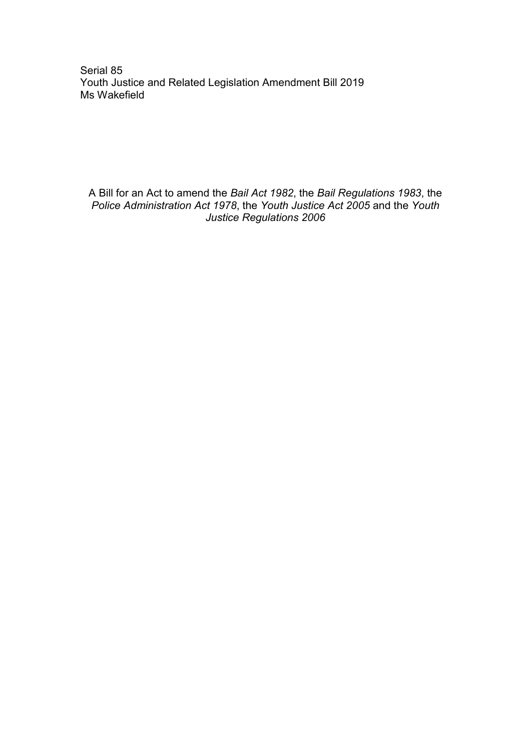Serial 85
Youth Justice and Related Legislation Amendment Bill 2019
Ms Wakefield

A Bill for an Act to amend the *Bail Act 1982*, the *Bail Regulations 1983*, the *Police Administration Act 1978*, the *Youth Justice Act 2005* and the *Youth Justice Regulations 2006*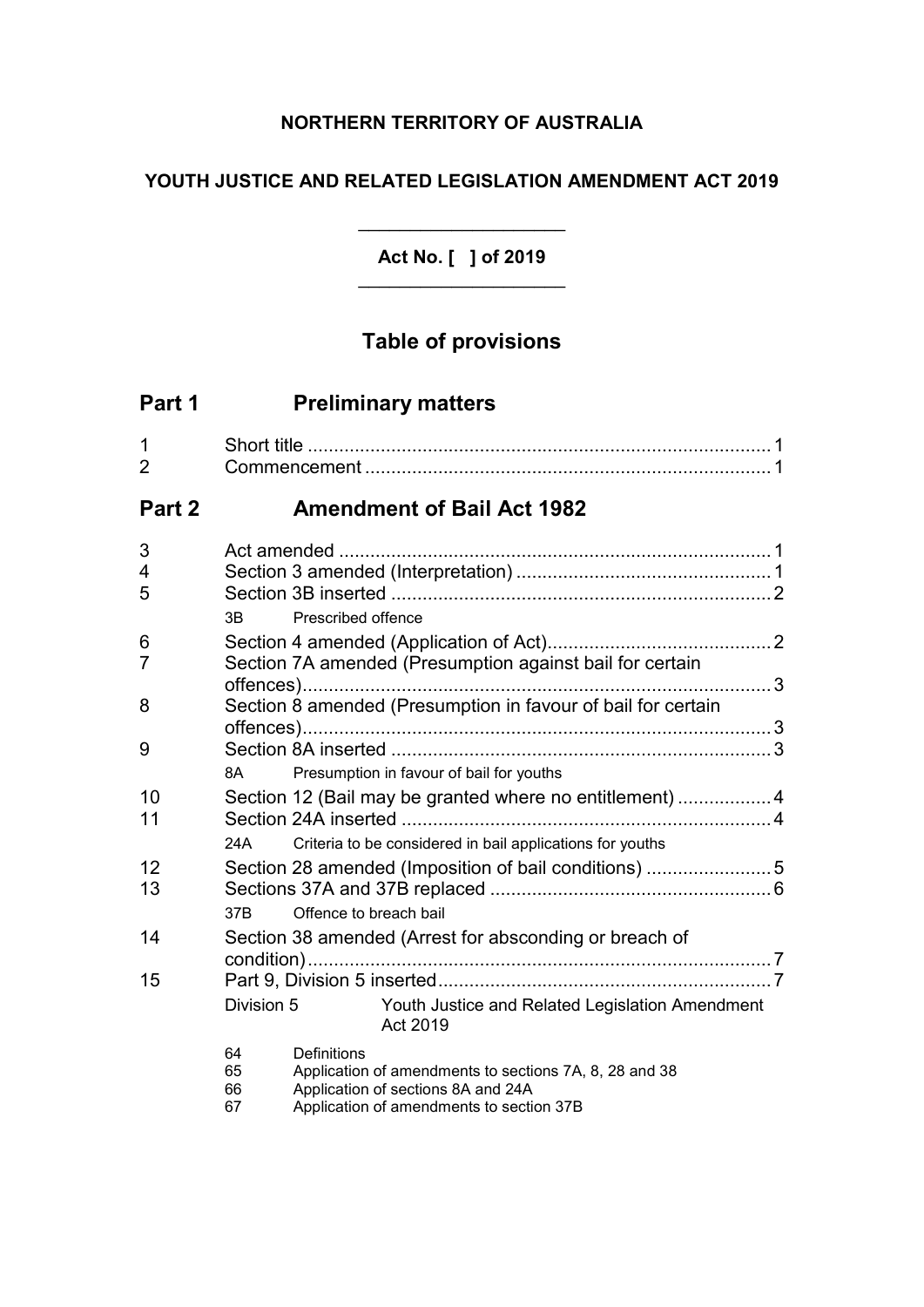**NORTHERN TERRITORY OF AUSTRALIA**

**YOUTH JUSTICE AND RELATED LEGISLATION AMENDMENT ACT 2019**

---

**Act No. [ ] of 2019**

---

# Table of provisions

## Part 1 Preliminary matters

1 Short title ........ 1
2 Commencement ........ 1

## Part 2 Amendment of Bail Act 1982

3 Act amended ........ 1
4 Section 3 amended (Interpretation) ........ 1
5 Section 3B inserted ........ 2
 3B Prescribed offence
6 Section 4 amended (Application of Act) ........ 2
7 Section 7A amended (Presumption against bail for certain offences) ........ 3
8 Section 8 amended (Presumption in favour of bail for certain offences) ........ 3
9 Section 8A inserted ........ 3
 8A Presumption in favour of bail for youths
10 Section 12 (Bail may be granted where no entitlement) ........ 4
11 Section 24A inserted ........ 4
 24A Criteria to be considered in bail applications for youths
12 Section 28 amended (Imposition of bail conditions) ........ 5
13 Sections 37A and 37B replaced ........ 6
 37B Offence to breach bail
14 Section 38 amended (Arrest for absconding or breach of condition) ........ 7
15 Part 9, Division 5 inserted ........ 7
 Division 5 Youth Justice and Related Legislation Amendment Act 2019
 64 Definitions
 65 Application of amendments to sections 7A, 8, 28 and 38
 66 Application of sections 8A and 24A
 67 Application of amendments to section 37B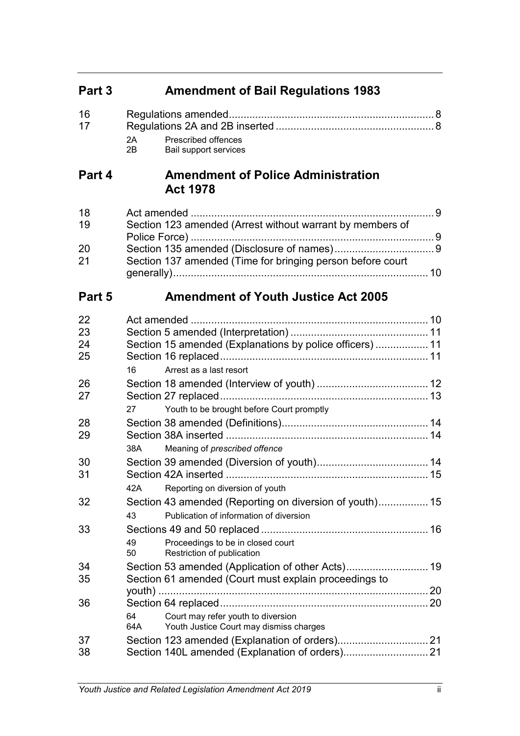## Part 3 Amendment of Bail Regulations 1983

| | | |
|---|---|---|
| 16 | Regulations amended | 8 |
| 17 | Regulations 2A and 2B inserted | 8 |
| | 2A Prescribed offences | |
| | 2B Bail support services | |

## Part 4 Amendment of Police Administration Act 1978

| | | |
|---|---|---|
| 18 | Act amended | 9 |
| 19 | Section 123 amended (Arrest without warrant by members of Police Force) | 9 |
| 20 | Section 135 amended (Disclosure of names) | 9 |
| 21 | Section 137 amended (Time for bringing person before court generally) | 10 |

## Part 5 Amendment of Youth Justice Act 2005

| | | |
|---|---|---|
| 22 | Act amended | 10 |
| 23 | Section 5 amended (Interpretation) | 11 |
| 24 | Section 15 amended (Explanations by police officers) | 11 |
| 25 | Section 16 replaced | 11 |
| | 16 Arrest as a last resort | |
| 26 | Section 18 amended (Interview of youth) | 12 |
| 27 | Section 27 replaced | 13 |
| | 27 Youth to be brought before Court promptly | |
| 28 | Section 38 amended (Definitions) | 14 |
| 29 | Section 38A inserted | 14 |
| | 38A Meaning of *prescribed offence* | |
| 30 | Section 39 amended (Diversion of youth) | 14 |
| 31 | Section 42A inserted | 15 |
| | 42A Reporting on diversion of youth | |
| 32 | Section 43 amended (Reporting on diversion of youth) | 15 |
| | 43 Publication of information of diversion | |
| 33 | Sections 49 and 50 replaced | 16 |
| | 49 Proceedings to be in closed court | |
| | 50 Restriction of publication | |
| 34 | Section 53 amended (Application of other Acts) | 19 |
| 35 | Section 61 amended (Court must explain proceedings to youth) | 20 |
| 36 | Section 64 replaced | 20 |
| | 64 Court may refer youth to diversion | |
| | 64A Youth Justice Court may dismiss charges | |
| 37 | Section 123 amended (Explanation of orders) | 21 |
| 38 | Section 140L amended (Explanation of orders) | 21 |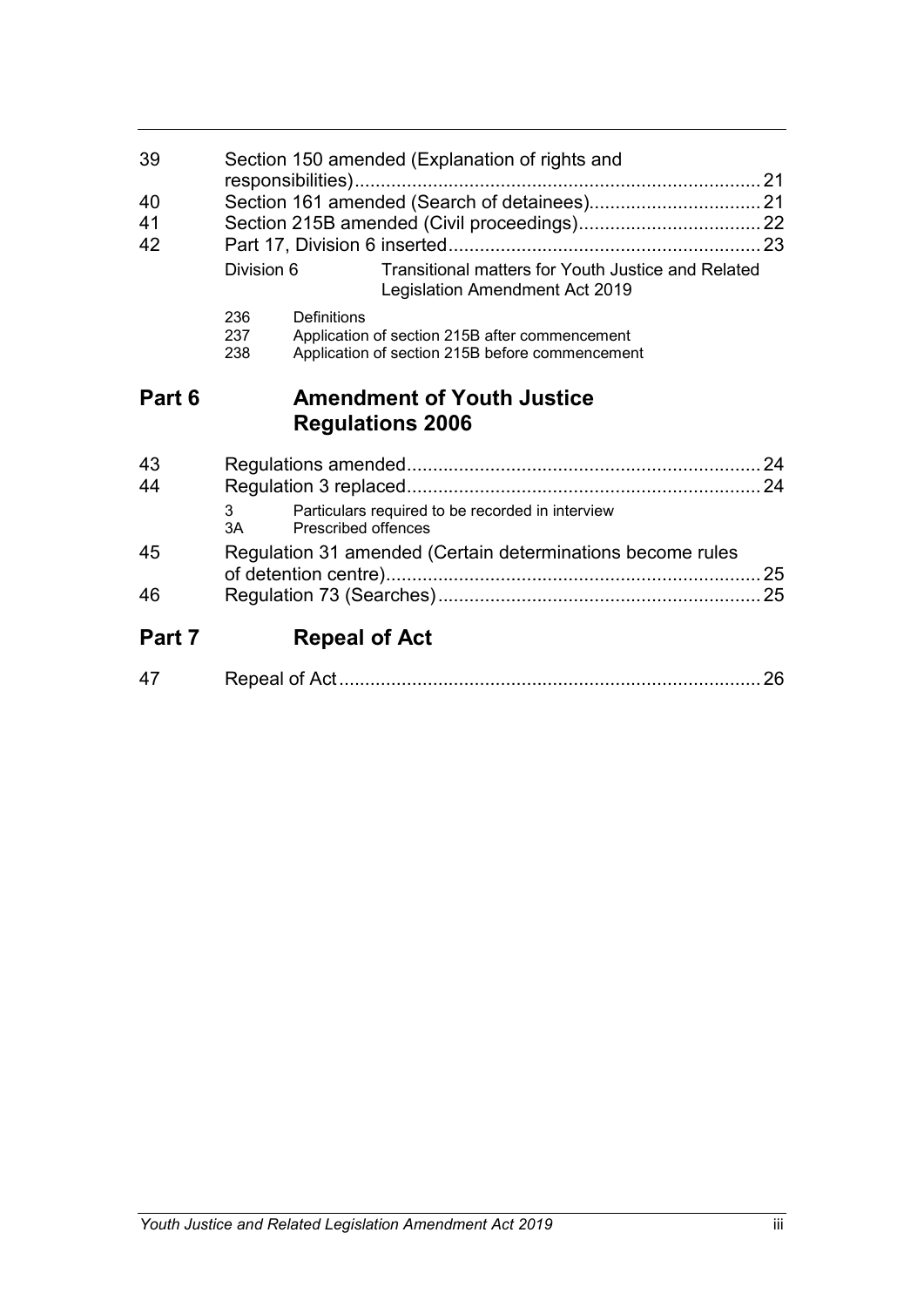| | | |
|---|---|---|
| 39 | Section 150 amended (Explanation of rights and responsibilities) | 21 |
| 40 | Section 161 amended (Search of detainees) | 21 |
| 41 | Section 215B amended (Civil proceedings) | 22 |
| 42 | Part 17, Division 6 inserted | 23 |

Division 6 Transitional matters for Youth Justice and Related Legislation Amendment Act 2019

236 Definitions
237 Application of section 215B after commencement
238 Application of section 215B before commencement

## Part 6 Amendment of Youth Justice Regulations 2006

| | | |
|---|---|---|
| 43 | Regulations amended | 24 |
| 44 | Regulation 3 replaced | 24 |

3 Particulars required to be recorded in interview
3A Prescribed offences

| | | |
|---|---|---|
| 45 | Regulation 31 amended (Certain determinations become rules of detention centre) | 25 |
| 46 | Regulation 73 (Searches) | 25 |

## Part 7 Repeal of Act

| | | |
|---|---|---|
| 47 | Repeal of Act | 26 |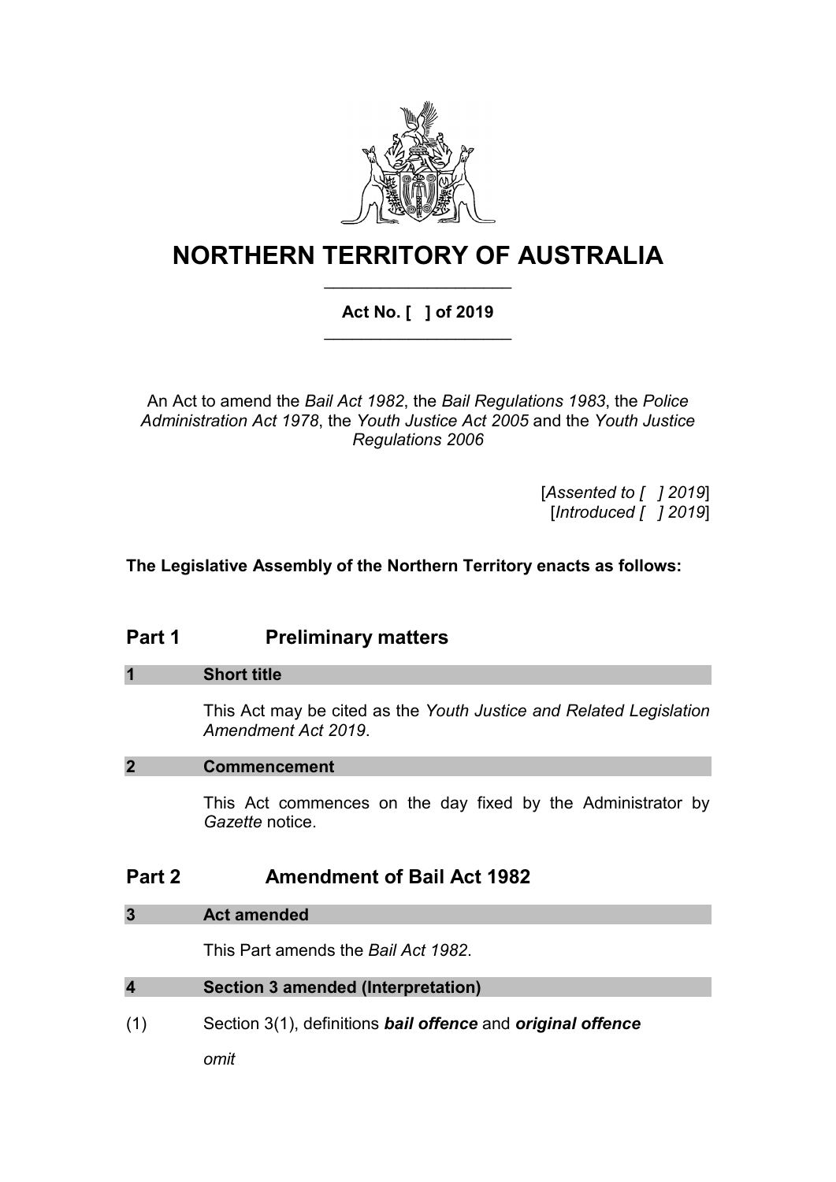# NORTHERN TERRITORY OF AUSTRALIA

**Act No. [   ] of 2019**

An Act to amend the *Bail Act 1982*, the *Bail Regulations 1983*, the *Police Administration Act 1978*, the *Youth Justice Act 2005* and the *Youth Justice Regulations 2006*

[*Assented to [   ] 2019*]
[*Introduced [   ] 2019*]

**The Legislative Assembly of the Northern Territory enacts as follows:**

## Part 1 Preliminary matters

### 1 Short title

This Act may be cited as the *Youth Justice and Related Legislation Amendment Act 2019*.

### 2 Commencement

This Act commences on the day fixed by the Administrator by *Gazette* notice.

## Part 2 Amendment of Bail Act 1982

### 3 Act amended

This Part amends the *Bail Act 1982*.

### 4 Section 3 amended (Interpretation)

(1) Section 3(1), definitions ***bail offence*** and ***original offence***

*omit*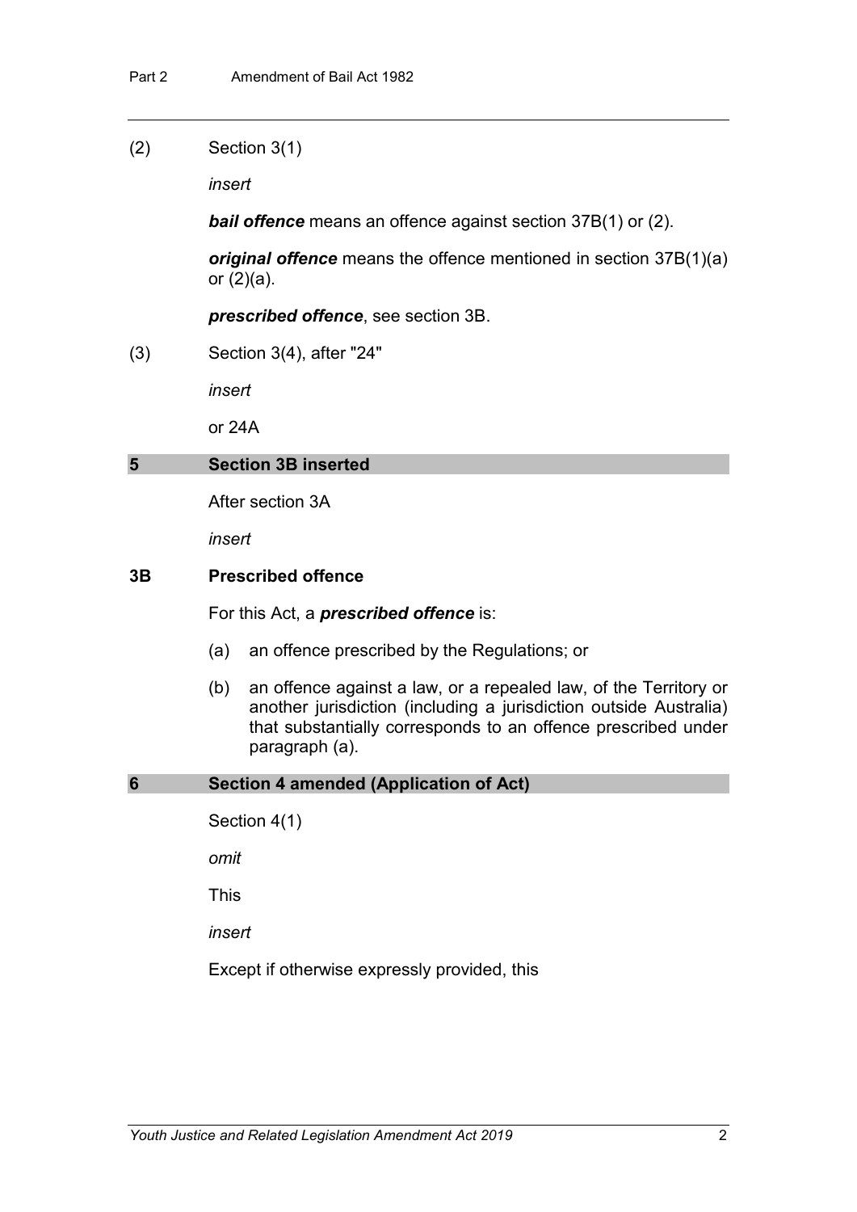(2) Section 3(1)

*insert*

***bail offence*** means an offence against section 37B(1) or (2).

***original offence*** means the offence mentioned in section 37B(1)(a) or (2)(a).

***prescribed offence***, see section 3B.

(3) Section 3(4), after "24"

*insert*

or 24A

## 5 Section 3B inserted

After section 3A

*insert*

### 3B Prescribed offence

For this Act, a ***prescribed offence*** is:

(a) an offence prescribed by the Regulations; or

(b) an offence against a law, or a repealed law, of the Territory or another jurisdiction (including a jurisdiction outside Australia) that substantially corresponds to an offence prescribed under paragraph (a).

## 6 Section 4 amended (Application of Act)

Section 4(1)

*omit*

This

*insert*

Except if otherwise expressly provided, this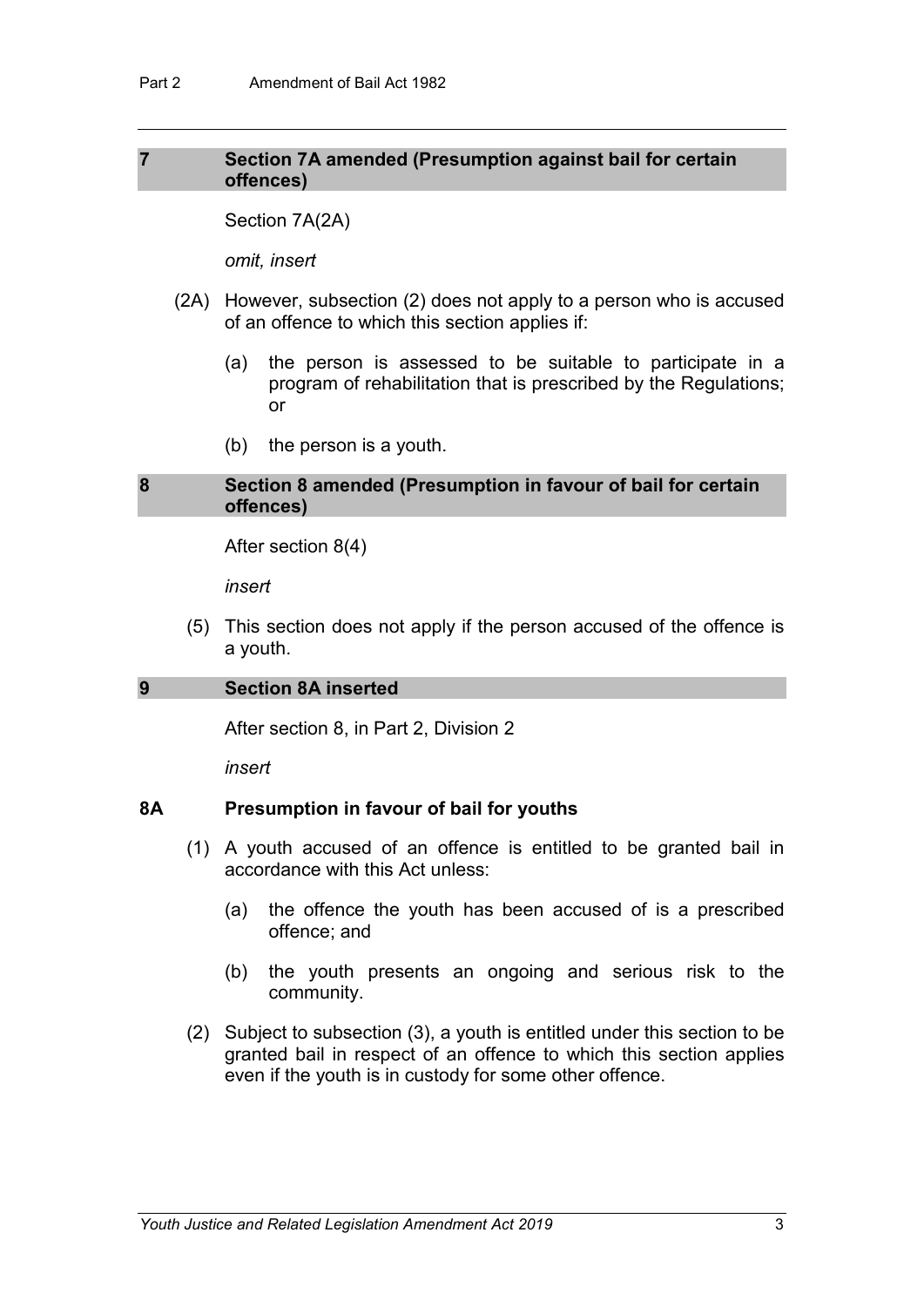### 7 Section 7A amended (Presumption against bail for certain offences)

Section 7A(2A)

*omit, insert*

(2A) However, subsection (2) does not apply to a person who is accused of an offence to which this section applies if:

(a) the person is assessed to be suitable to participate in a program of rehabilitation that is prescribed by the Regulations; or

(b) the person is a youth.

### 8 Section 8 amended (Presumption in favour of bail for certain offences)

After section 8(4)

*insert*

(5) This section does not apply if the person accused of the offence is a youth.

### 9 Section 8A inserted

After section 8, in Part 2, Division 2

*insert*

#### 8A Presumption in favour of bail for youths

(1) A youth accused of an offence is entitled to be granted bail in accordance with this Act unless:

(a) the offence the youth has been accused of is a prescribed offence; and

(b) the youth presents an ongoing and serious risk to the community.

(2) Subject to subsection (3), a youth is entitled under this section to be granted bail in respect of an offence to which this section applies even if the youth is in custody for some other offence.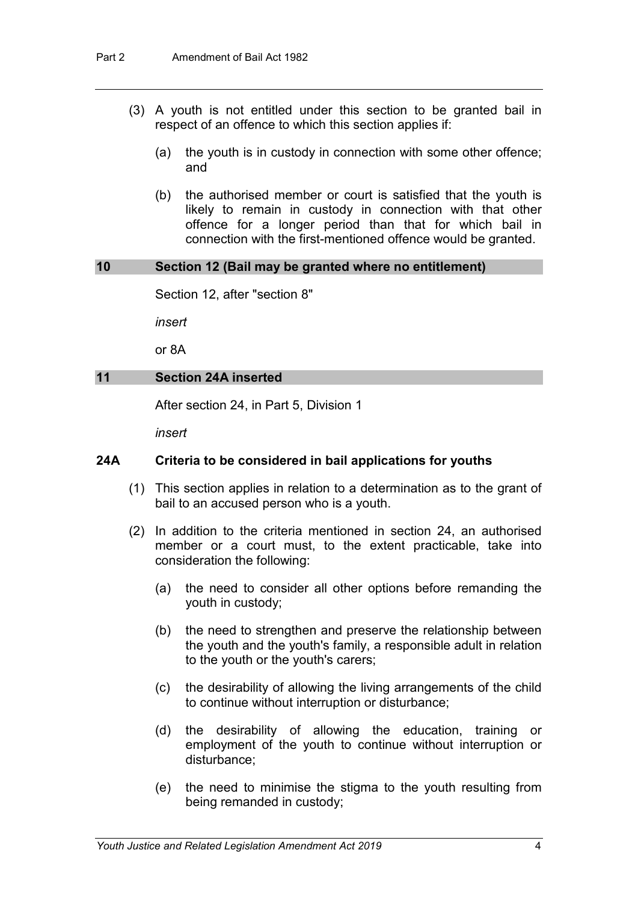(3) A youth is not entitled under this section to be granted bail in respect of an offence to which this section applies if:

(a) the youth is in custody in connection with some other offence; and

(b) the authorised member or court is satisfied that the youth is likely to remain in custody in connection with that other offence for a longer period than that for which bail in connection with the first-mentioned offence would be granted.

## 10 Section 12 (Bail may be granted where no entitlement)

Section 12, after "section 8"

*insert*

or 8A

## 11 Section 24A inserted

After section 24, in Part 5, Division 1

*insert*

### 24A Criteria to be considered in bail applications for youths

(1) This section applies in relation to a determination as to the grant of bail to an accused person who is a youth.

(2) In addition to the criteria mentioned in section 24, an authorised member or a court must, to the extent practicable, take into consideration the following:

(a) the need to consider all other options before remanding the youth in custody;

(b) the need to strengthen and preserve the relationship between the youth and the youth's family, a responsible adult in relation to the youth or the youth's carers;

(c) the desirability of allowing the living arrangements of the child to continue without interruption or disturbance;

(d) the desirability of allowing the education, training or employment of the youth to continue without interruption or disturbance;

(e) the need to minimise the stigma to the youth resulting from being remanded in custody;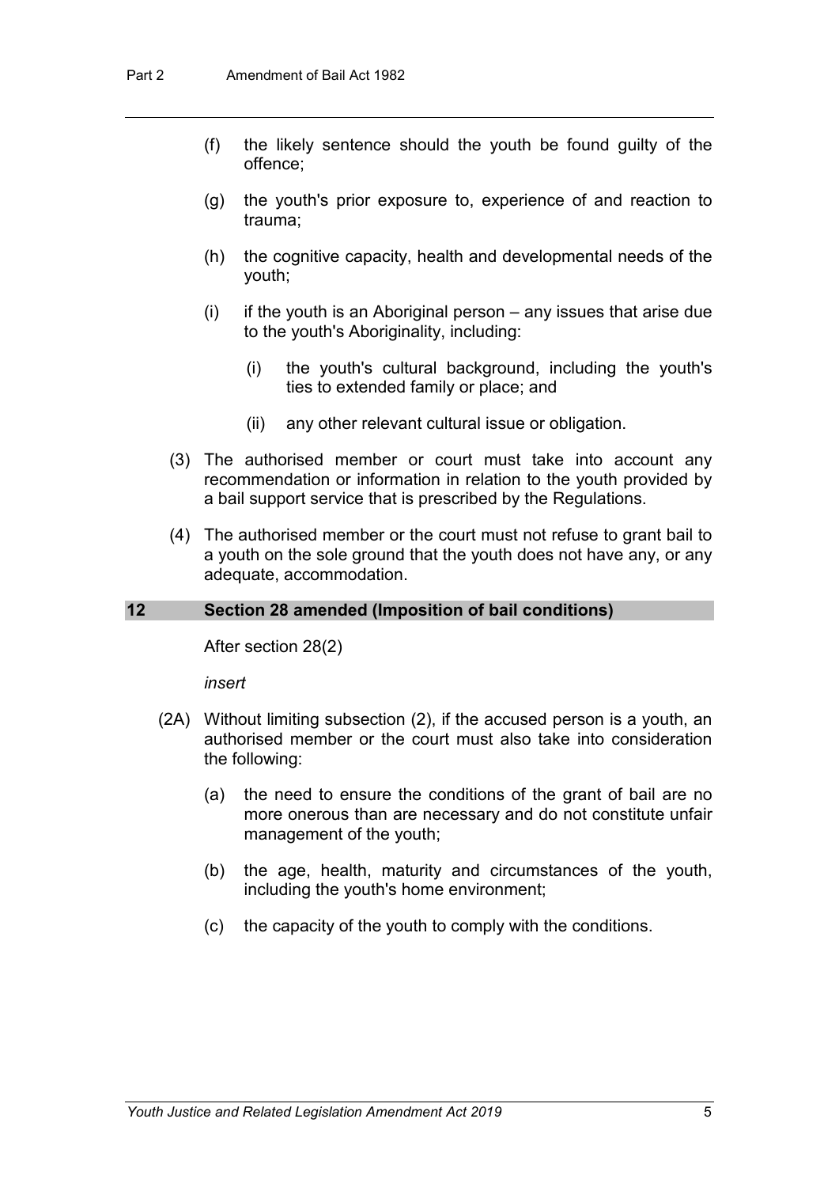(f) the likely sentence should the youth be found guilty of the offence;

(g) the youth's prior exposure to, experience of and reaction to trauma;

(h) the cognitive capacity, health and developmental needs of the youth;

(i) if the youth is an Aboriginal person – any issues that arise due to the youth's Aboriginality, including:

 (i) the youth's cultural background, including the youth's ties to extended family or place; and

 (ii) any other relevant cultural issue or obligation.

(3) The authorised member or court must take into account any recommendation or information in relation to the youth provided by a bail support service that is prescribed by the Regulations.

(4) The authorised member or the court must not refuse to grant bail to a youth on the sole ground that the youth does not have any, or any adequate, accommodation.

## 12 Section 28 amended (Imposition of bail conditions)

After section 28(2)

*insert*

(2A) Without limiting subsection (2), if the accused person is a youth, an authorised member or the court must also take into consideration the following:

 (a) the need to ensure the conditions of the grant of bail are no more onerous than are necessary and do not constitute unfair management of the youth;

 (b) the age, health, maturity and circumstances of the youth, including the youth's home environment;

 (c) the capacity of the youth to comply with the conditions.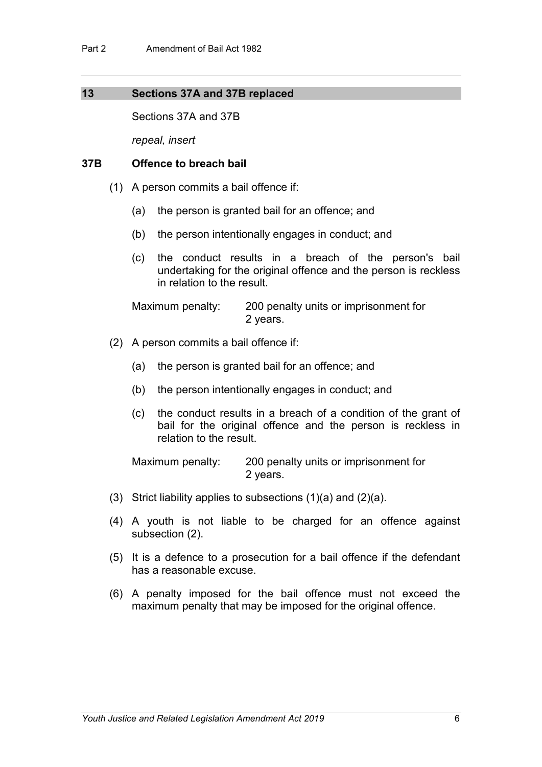## 13 Sections 37A and 37B replaced

Sections 37A and 37B

*repeal, insert*

### 37B Offence to breach bail

(1) A person commits a bail offence if:

(a) the person is granted bail for an offence; and

(b) the person intentionally engages in conduct; and

(c) the conduct results in a breach of the person's bail undertaking for the original offence and the person is reckless in relation to the result.

Maximum penalty: 200 penalty units or imprisonment for 2 years.

(2) A person commits a bail offence if:

(a) the person is granted bail for an offence; and

(b) the person intentionally engages in conduct; and

(c) the conduct results in a breach of a condition of the grant of bail for the original offence and the person is reckless in relation to the result.

Maximum penalty: 200 penalty units or imprisonment for 2 years.

(3) Strict liability applies to subsections (1)(a) and (2)(a).

(4) A youth is not liable to be charged for an offence against subsection (2).

(5) It is a defence to a prosecution for a bail offence if the defendant has a reasonable excuse.

(6) A penalty imposed for the bail offence must not exceed the maximum penalty that may be imposed for the original offence.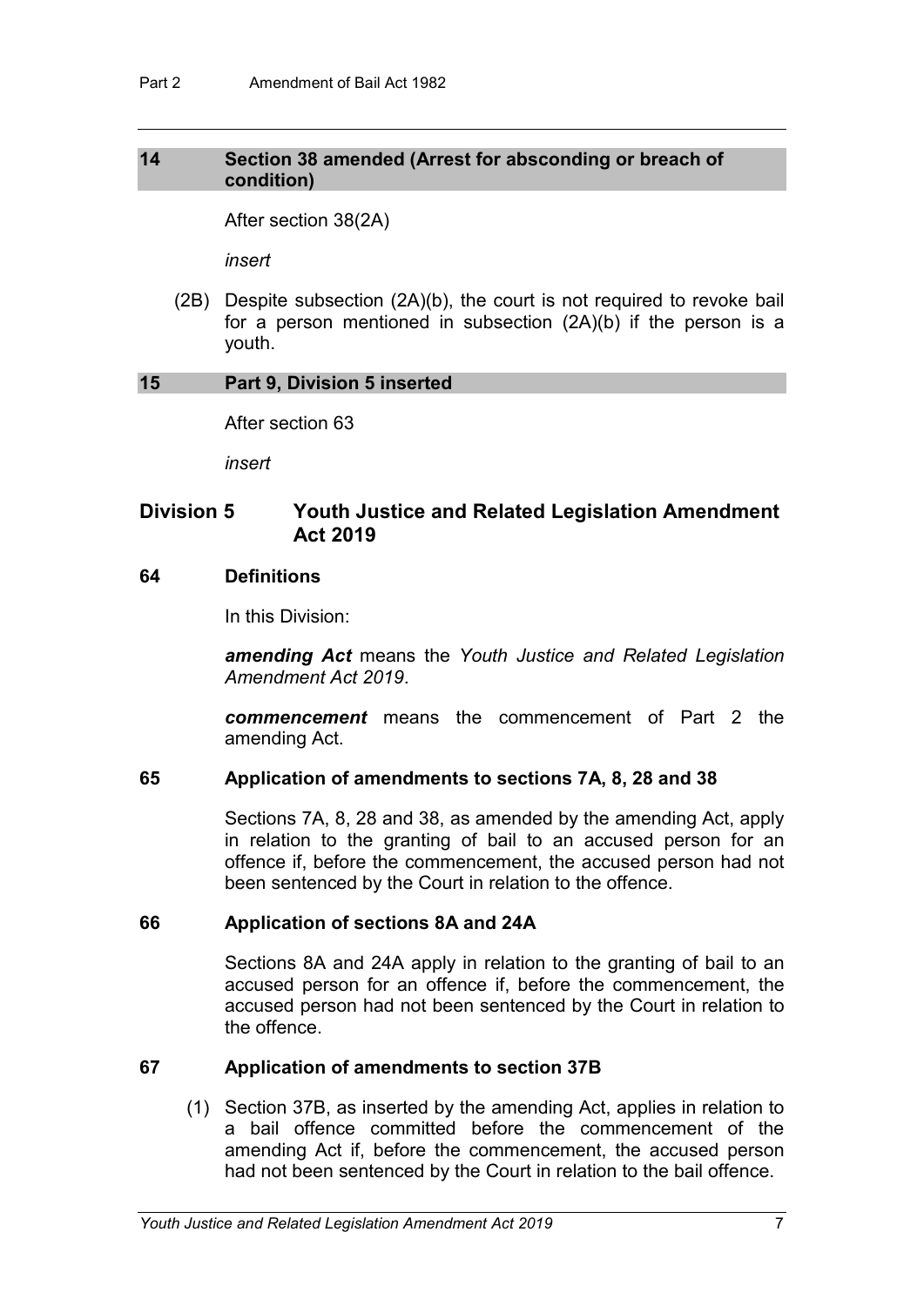### 14 Section 38 amended (Arrest for absconding or breach of condition)

After section 38(2A)

*insert*

(2B) Despite subsection (2A)(b), the court is not required to revoke bail for a person mentioned in subsection (2A)(b) if the person is a youth.

### 15 Part 9, Division 5 inserted

After section 63

*insert*

## Division 5 Youth Justice and Related Legislation Amendment Act 2019

### 64 Definitions

In this Division:

***amending Act*** means the *Youth Justice and Related Legislation Amendment Act 2019*.

***commencement*** means the commencement of Part 2 the amending Act.

### 65 Application of amendments to sections 7A, 8, 28 and 38

Sections 7A, 8, 28 and 38, as amended by the amending Act, apply in relation to the granting of bail to an accused person for an offence if, before the commencement, the accused person had not been sentenced by the Court in relation to the offence.

### 66 Application of sections 8A and 24A

Sections 8A and 24A apply in relation to the granting of bail to an accused person for an offence if, before the commencement, the accused person had not been sentenced by the Court in relation to the offence.

### 67 Application of amendments to section 37B

(1) Section 37B, as inserted by the amending Act, applies in relation to a bail offence committed before the commencement of the amending Act if, before the commencement, the accused person had not been sentenced by the Court in relation to the bail offence.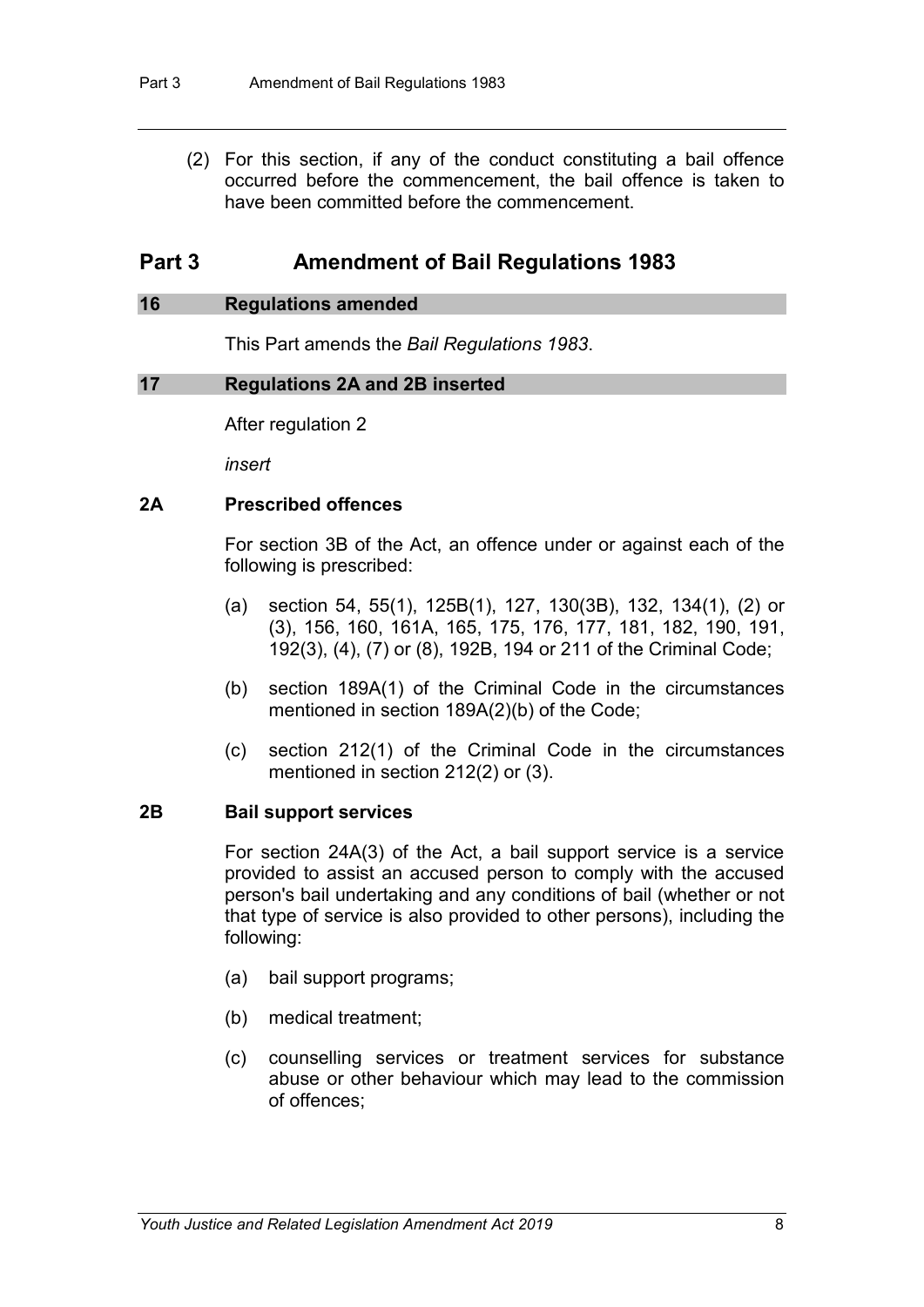(2) For this section, if any of the conduct constituting a bail offence occurred before the commencement, the bail offence is taken to have been committed before the commencement.

## Part 3 Amendment of Bail Regulations 1983

### 16 Regulations amended

This Part amends the *Bail Regulations 1983*.

### 17 Regulations 2A and 2B inserted

After regulation 2

*insert*

**2A Prescribed offences**

For section 3B of the Act, an offence under or against each of the following is prescribed:

(a) section 54, 55(1), 125B(1), 127, 130(3B), 132, 134(1), (2) or (3), 156, 160, 161A, 165, 175, 176, 177, 181, 182, 190, 191, 192(3), (4), (7) or (8), 192B, 194 or 211 of the Criminal Code;

(b) section 189A(1) of the Criminal Code in the circumstances mentioned in section 189A(2)(b) of the Code;

(c) section 212(1) of the Criminal Code in the circumstances mentioned in section 212(2) or (3).

**2B Bail support services**

For section 24A(3) of the Act, a bail support service is a service provided to assist an accused person to comply with the accused person's bail undertaking and any conditions of bail (whether or not that type of service is also provided to other persons), including the following:

(a) bail support programs;

(b) medical treatment;

(c) counselling services or treatment services for substance abuse or other behaviour which may lead to the commission of offences;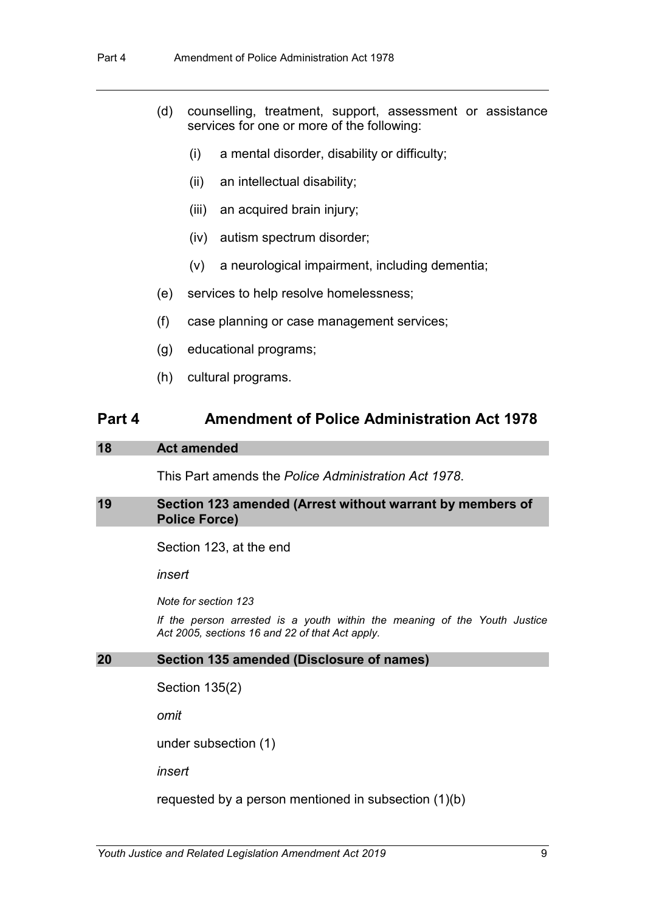(d) counselling, treatment, support, assessment or assistance services for one or more of the following:

   (i) a mental disorder, disability or difficulty;

   (ii) an intellectual disability;

   (iii) an acquired brain injury;

   (iv) autism spectrum disorder;

   (v) a neurological impairment, including dementia;

(e) services to help resolve homelessness;

(f) case planning or case management services;

(g) educational programs;

(h) cultural programs.

## Part 4 Amendment of Police Administration Act 1978

### 18 Act amended

This Part amends the *Police Administration Act 1978*.

### 19 Section 123 amended (Arrest without warrant by members of Police Force)

Section 123, at the end

*insert*

*Note for section 123*

*If the person arrested is a youth within the meaning of the Youth Justice Act 2005, sections 16 and 22 of that Act apply.*

### 20 Section 135 amended (Disclosure of names)

Section 135(2)

*omit*

under subsection (1)

*insert*

requested by a person mentioned in subsection (1)(b)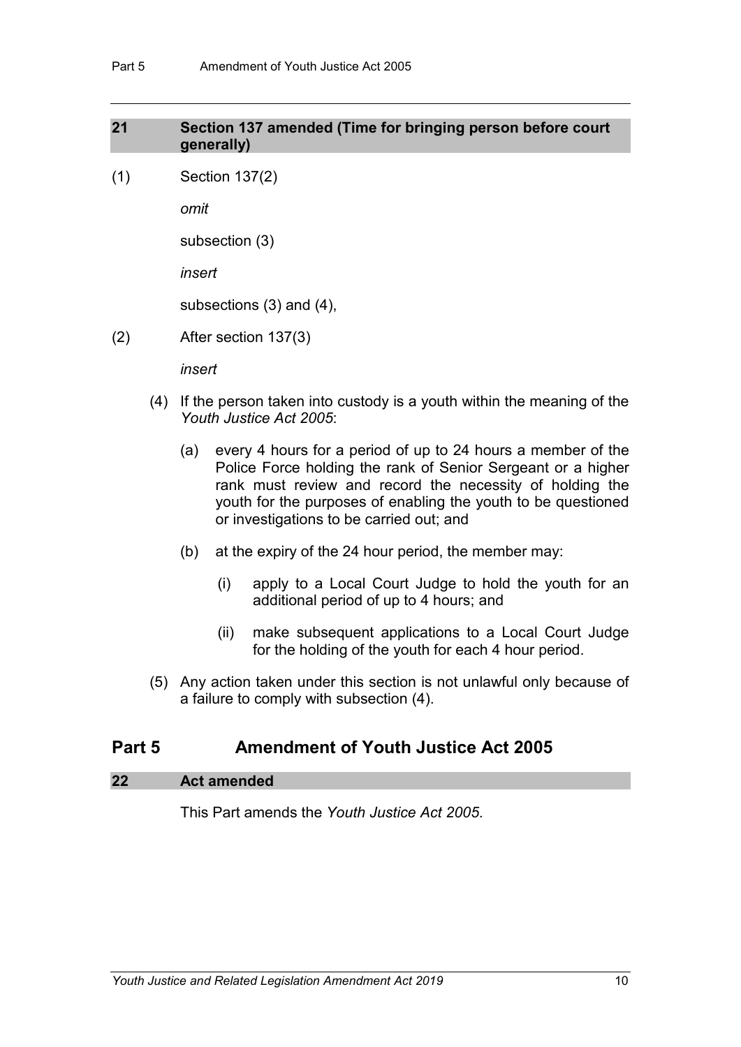## 21 Section 137 amended (Time for bringing person before court generally)

(1) Section 137(2)

*omit*

subsection (3)

*insert*

subsections (3) and (4),

(2) After section 137(3)

*insert*

(4) If the person taken into custody is a youth within the meaning of the *Youth Justice Act 2005*:

(a) every 4 hours for a period of up to 24 hours a member of the Police Force holding the rank of Senior Sergeant or a higher rank must review and record the necessity of holding the youth for the purposes of enabling the youth to be questioned or investigations to be carried out; and

(b) at the expiry of the 24 hour period, the member may:

(i) apply to a Local Court Judge to hold the youth for an additional period of up to 4 hours; and

(ii) make subsequent applications to a Local Court Judge for the holding of the youth for each 4 hour period.

(5) Any action taken under this section is not unlawful only because of a failure to comply with subsection (4).

# Part 5 Amendment of Youth Justice Act 2005

## 22 Act amended

This Part amends the *Youth Justice Act 2005*.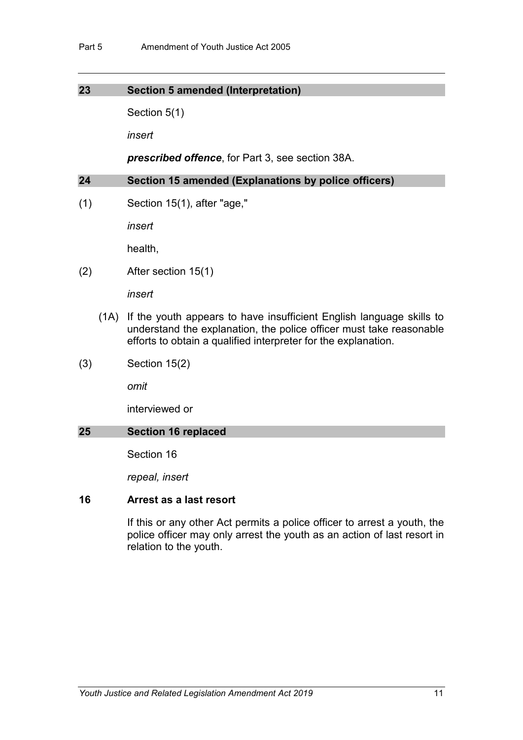## 23 Section 5 amended (Interpretation)

Section 5(1)

*insert*

***prescribed offence***, for Part 3, see section 38A.

## 24 Section 15 amended (Explanations by police officers)

(1) Section 15(1), after "age,"

*insert*

health,

(2) After section 15(1)

*insert*

(1A) If the youth appears to have insufficient English language skills to understand the explanation, the police officer must take reasonable efforts to obtain a qualified interpreter for the explanation.

(3) Section 15(2)

*omit*

interviewed or

## 25 Section 16 replaced

Section 16

*repeal, insert*

### 16 Arrest as a last resort

If this or any other Act permits a police officer to arrest a youth, the police officer may only arrest the youth as an action of last resort in relation to the youth.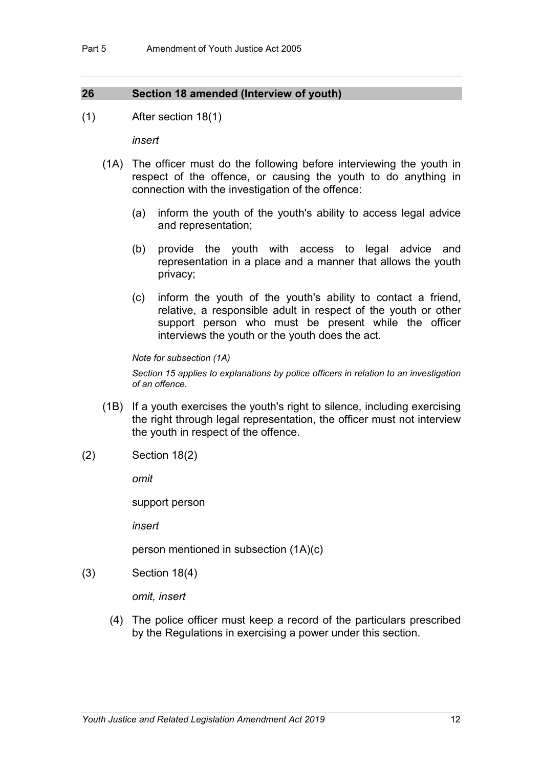## 26 Section 18 amended (Interview of youth)

(1) After section 18(1)

*insert*

(1A) The officer must do the following before interviewing the youth in respect of the offence, or causing the youth to do anything in connection with the investigation of the offence:

(a) inform the youth of the youth's ability to access legal advice and representation;

(b) provide the youth with access to legal advice and representation in a place and a manner that allows the youth privacy;

(c) inform the youth of the youth's ability to contact a friend, relative, a responsible adult in respect of the youth or other support person who must be present while the officer interviews the youth or the youth does the act.

*Note for subsection (1A)*

*Section 15 applies to explanations by police officers in relation to an investigation of an offence.*

(1B) If a youth exercises the youth's right to silence, including exercising the right through legal representation, the officer must not interview the youth in respect of the offence.

(2) Section 18(2)

*omit*

support person

*insert*

person mentioned in subsection (1A)(c)

(3) Section 18(4)

*omit, insert*

(4) The police officer must keep a record of the particulars prescribed by the Regulations in exercising a power under this section.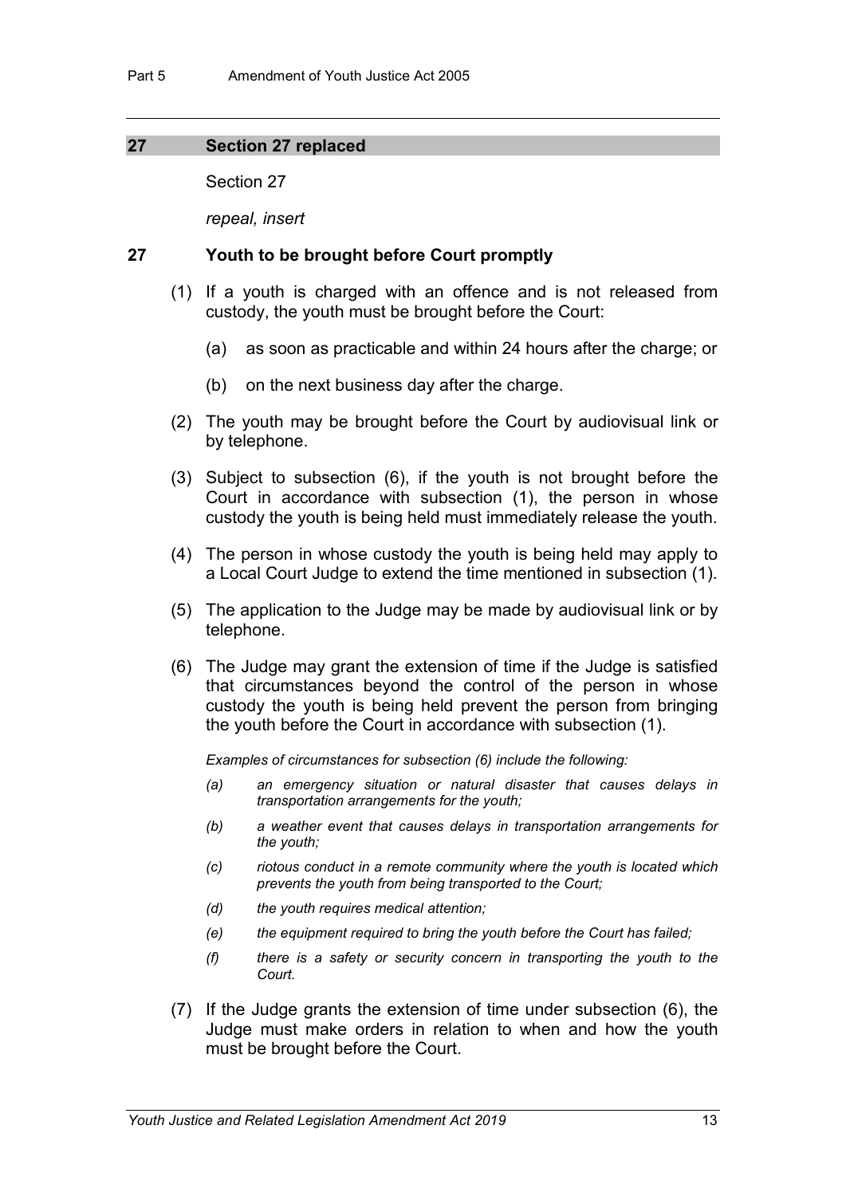## 27 Section 27 replaced

Section 27

*repeal, insert*

### 27 Youth to be brought before Court promptly

(1) If a youth is charged with an offence and is not released from custody, the youth must be brought before the Court:

(a) as soon as practicable and within 24 hours after the charge; or

(b) on the next business day after the charge.

(2) The youth may be brought before the Court by audiovisual link or by telephone.

(3) Subject to subsection (6), if the youth is not brought before the Court in accordance with subsection (1), the person in whose custody the youth is being held must immediately release the youth.

(4) The person in whose custody the youth is being held may apply to a Local Court Judge to extend the time mentioned in subsection (1).

(5) The application to the Judge may be made by audiovisual link or by telephone.

(6) The Judge may grant the extension of time if the Judge is satisfied that circumstances beyond the control of the person in whose custody the youth is being held prevent the person from bringing the youth before the Court in accordance with subsection (1).

*Examples of circumstances for subsection (6) include the following:*

*(a) an emergency situation or natural disaster that causes delays in transportation arrangements for the youth;*

*(b) a weather event that causes delays in transportation arrangements for the youth;*

*(c) riotous conduct in a remote community where the youth is located which prevents the youth from being transported to the Court;*

*(d) the youth requires medical attention;*

*(e) the equipment required to bring the youth before the Court has failed;*

*(f) there is a safety or security concern in transporting the youth to the Court.*

(7) If the Judge grants the extension of time under subsection (6), the Judge must make orders in relation to when and how the youth must be brought before the Court.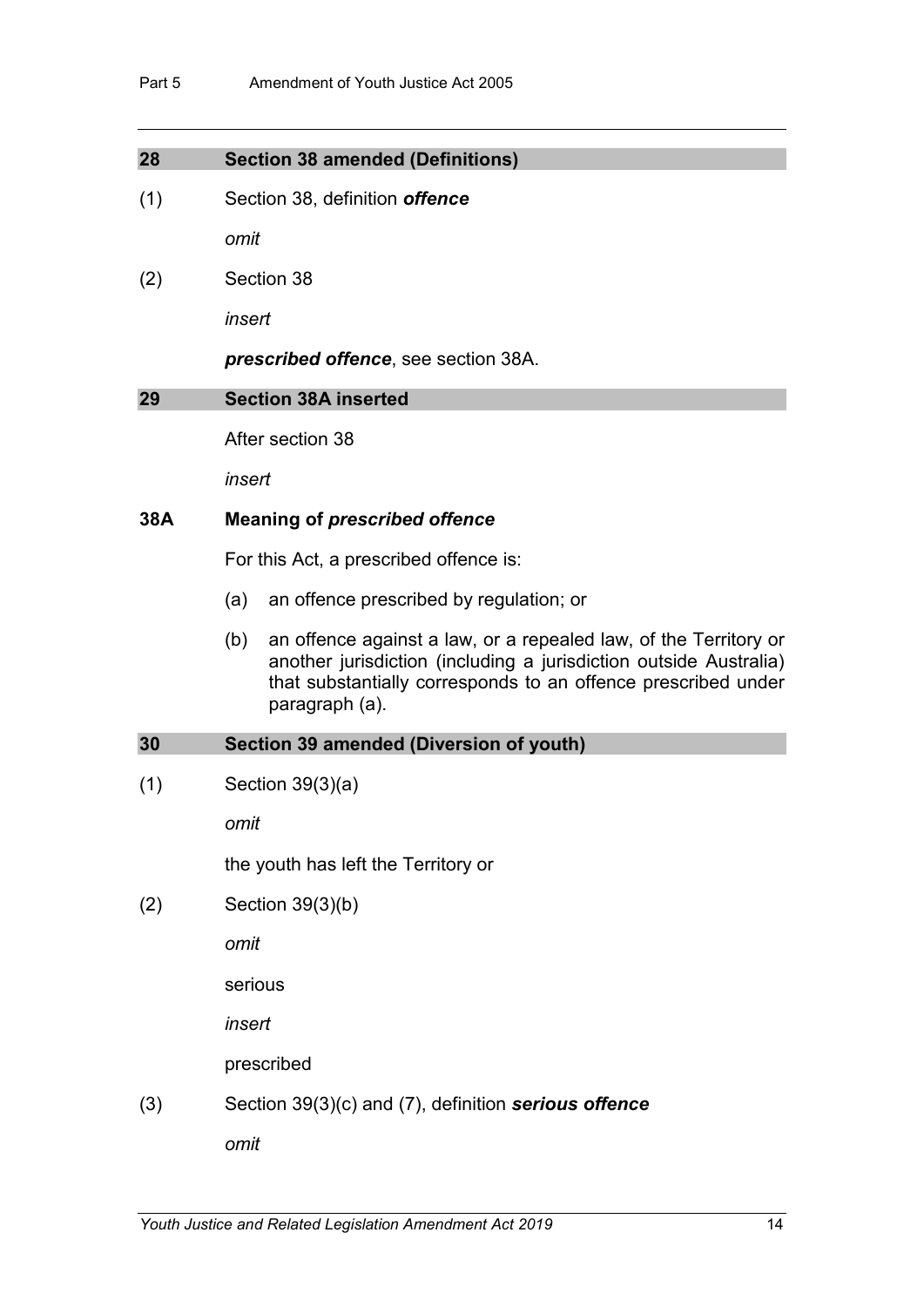## 28 Section 38 amended (Definitions)

(1) Section 38, definition ***offence***

*omit*

(2) Section 38

*insert*

***prescribed offence***, see section 38A.

## 29 Section 38A inserted

After section 38

*insert*

### 38A Meaning of *prescribed offence*

For this Act, a prescribed offence is:

(a) an offence prescribed by regulation; or

(b) an offence against a law, or a repealed law, of the Territory or another jurisdiction (including a jurisdiction outside Australia) that substantially corresponds to an offence prescribed under paragraph (a).

## 30 Section 39 amended (Diversion of youth)

(1) Section 39(3)(a)

*omit*

the youth has left the Territory or

(2) Section 39(3)(b)

*omit*

serious

*insert*

prescribed

(3) Section 39(3)(c) and (7), definition ***serious offence***

*omit*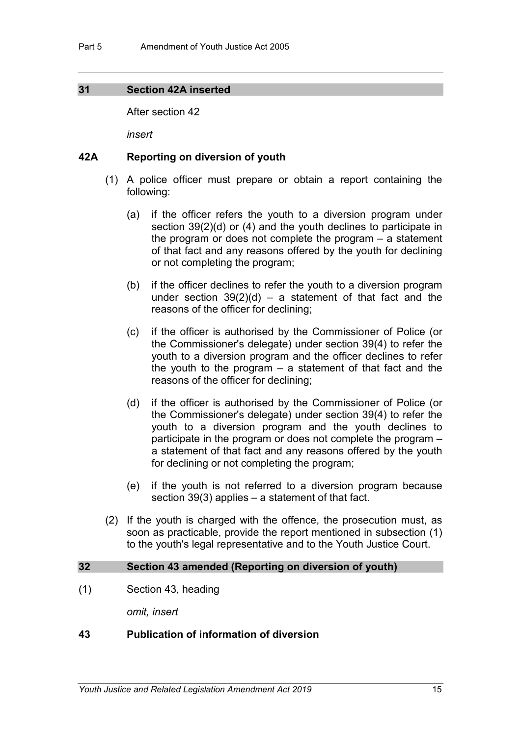## 31 Section 42A inserted

After section 42

*insert*

### 42A Reporting on diversion of youth

(1) A police officer must prepare or obtain a report containing the following:

(a) if the officer refers the youth to a diversion program under section 39(2)(d) or (4) and the youth declines to participate in the program or does not complete the program – a statement of that fact and any reasons offered by the youth for declining or not completing the program;

(b) if the officer declines to refer the youth to a diversion program under section 39(2)(d) – a statement of that fact and the reasons of the officer for declining;

(c) if the officer is authorised by the Commissioner of Police (or the Commissioner's delegate) under section 39(4) to refer the youth to a diversion program and the officer declines to refer the youth to the program – a statement of that fact and the reasons of the officer for declining;

(d) if the officer is authorised by the Commissioner of Police (or the Commissioner's delegate) under section 39(4) to refer the youth to a diversion program and the youth declines to participate in the program or does not complete the program – a statement of that fact and any reasons offered by the youth for declining or not completing the program;

(e) if the youth is not referred to a diversion program because section 39(3) applies – a statement of that fact.

(2) If the youth is charged with the offence, the prosecution must, as soon as practicable, provide the report mentioned in subsection (1) to the youth's legal representative and to the Youth Justice Court.

## 32 Section 43 amended (Reporting on diversion of youth)

(1) Section 43, heading

*omit, insert*

### 43 Publication of information of diversion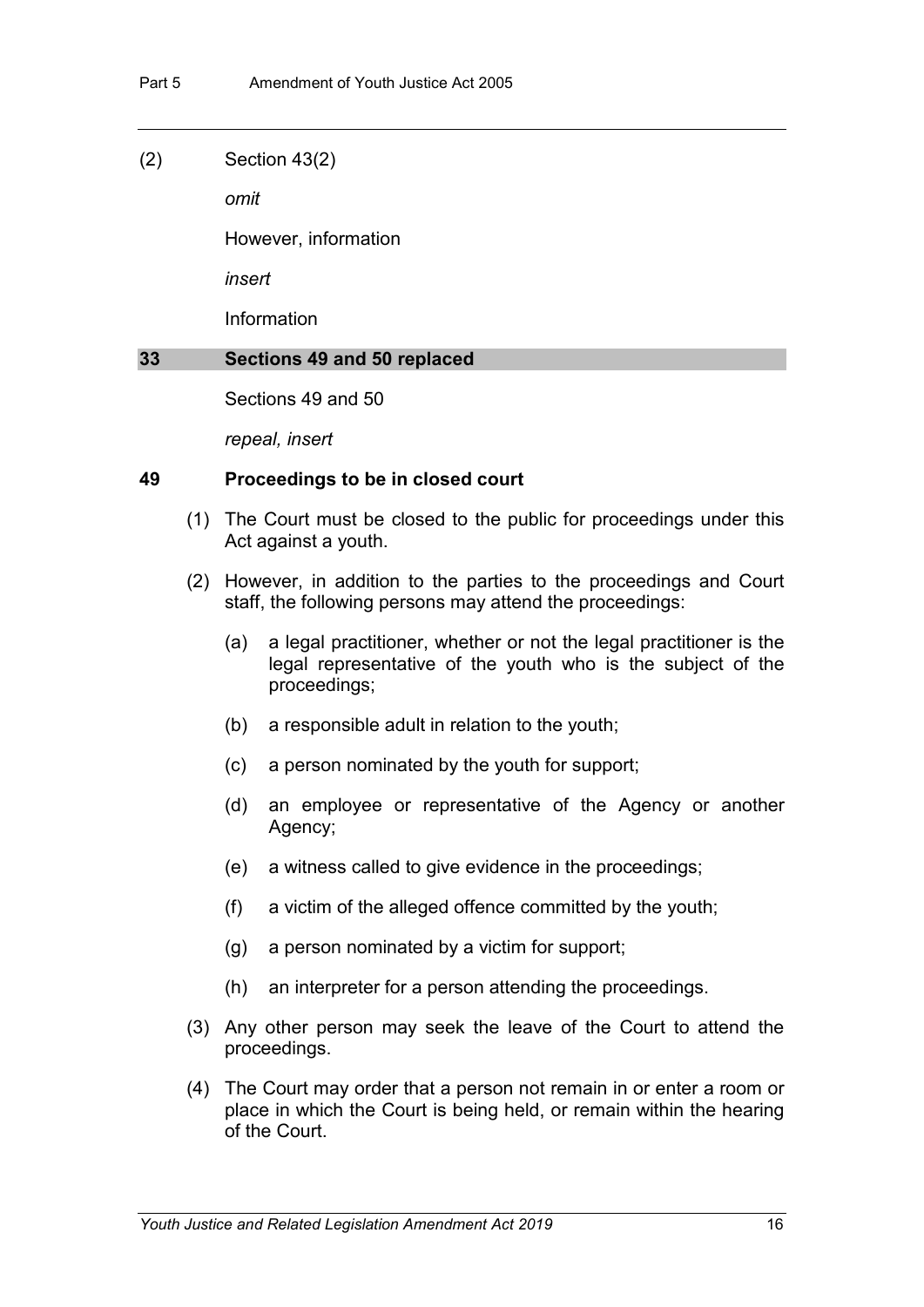(2) Section 43(2)

*omit*

However, information

*insert*

Information

## 33 Sections 49 and 50 replaced

Sections 49 and 50

*repeal, insert*

### 49 Proceedings to be in closed court

(1) The Court must be closed to the public for proceedings under this Act against a youth.

(2) However, in addition to the parties to the proceedings and Court staff, the following persons may attend the proceedings:

(a) a legal practitioner, whether or not the legal practitioner is the legal representative of the youth who is the subject of the proceedings;

(b) a responsible adult in relation to the youth;

(c) a person nominated by the youth for support;

(d) an employee or representative of the Agency or another Agency;

(e) a witness called to give evidence in the proceedings;

(f) a victim of the alleged offence committed by the youth;

(g) a person nominated by a victim for support;

(h) an interpreter for a person attending the proceedings.

(3) Any other person may seek the leave of the Court to attend the proceedings.

(4) The Court may order that a person not remain in or enter a room or place in which the Court is being held, or remain within the hearing of the Court.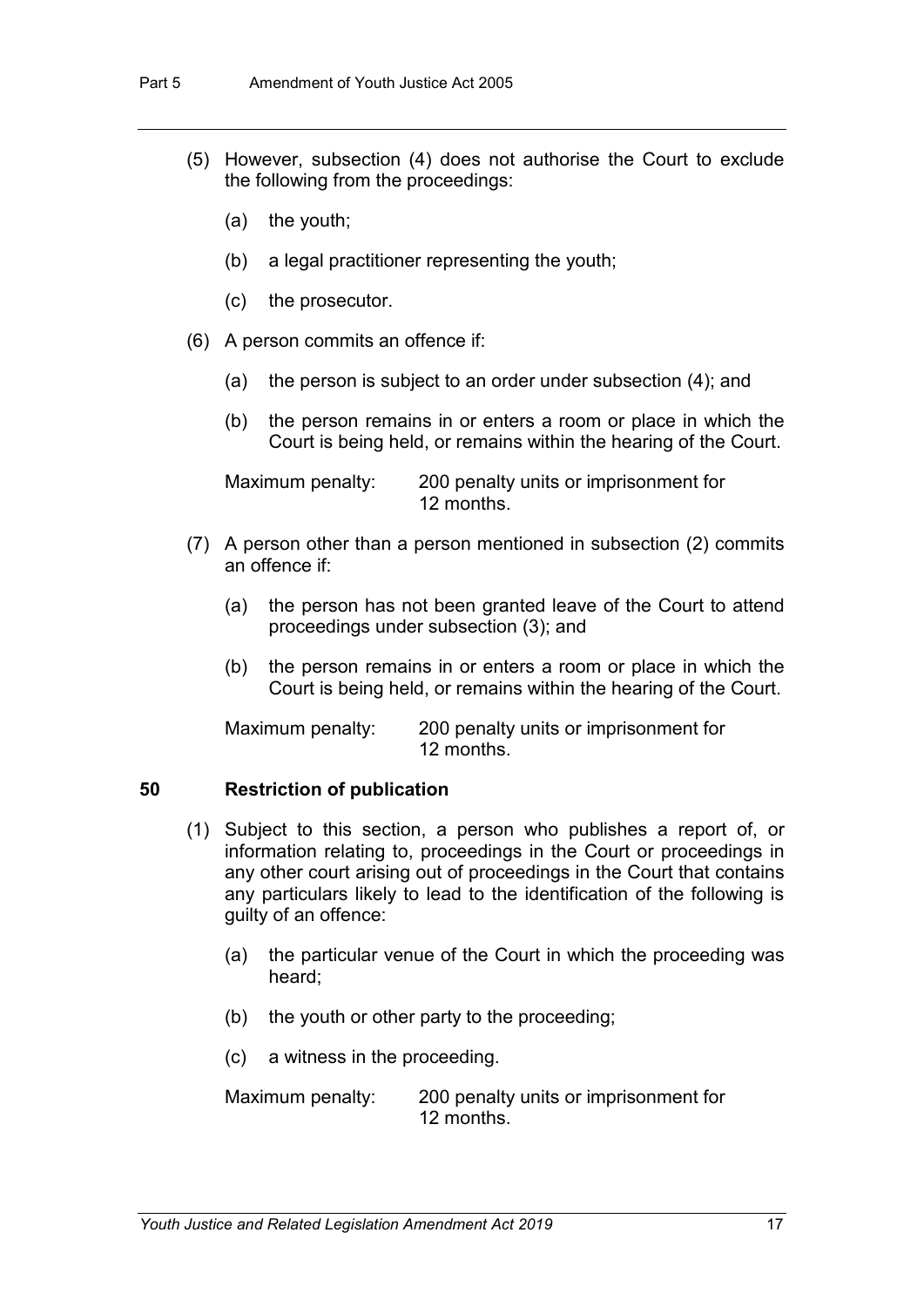(5) However, subsection (4) does not authorise the Court to exclude the following from the proceedings:

(a) the youth;

(b) a legal practitioner representing the youth;

(c) the prosecutor.

(6) A person commits an offence if:

(a) the person is subject to an order under subsection (4); and

(b) the person remains in or enters a room or place in which the Court is being held, or remains within the hearing of the Court.

Maximum penalty: 200 penalty units or imprisonment for 12 months.

(7) A person other than a person mentioned in subsection (2) commits an offence if:

(a) the person has not been granted leave of the Court to attend proceedings under subsection (3); and

(b) the person remains in or enters a room or place in which the Court is being held, or remains within the hearing of the Court.

Maximum penalty: 200 penalty units or imprisonment for 12 months.

### 50 Restriction of publication

(1) Subject to this section, a person who publishes a report of, or information relating to, proceedings in the Court or proceedings in any other court arising out of proceedings in the Court that contains any particulars likely to lead to the identification of the following is guilty of an offence:

(a) the particular venue of the Court in which the proceeding was heard;

(b) the youth or other party to the proceeding;

(c) a witness in the proceeding.

Maximum penalty: 200 penalty units or imprisonment for 12 months.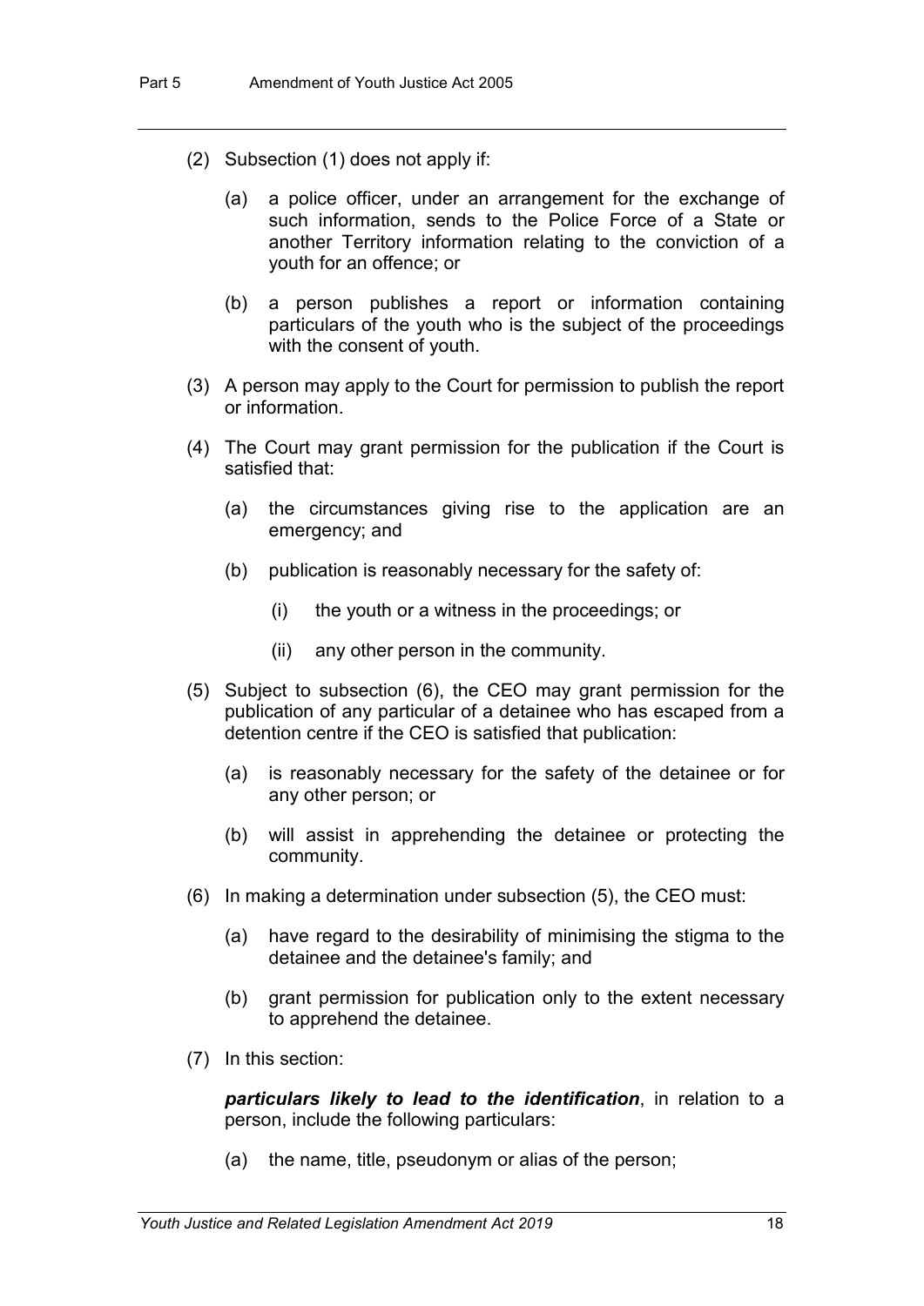(2) Subsection (1) does not apply if:

(a) a police officer, under an arrangement for the exchange of such information, sends to the Police Force of a State or another Territory information relating to the conviction of a youth for an offence; or

(b) a person publishes a report or information containing particulars of the youth who is the subject of the proceedings with the consent of youth.

(3) A person may apply to the Court for permission to publish the report or information.

(4) The Court may grant permission for the publication if the Court is satisfied that:

(a) the circumstances giving rise to the application are an emergency; and

(b) publication is reasonably necessary for the safety of:

(i) the youth or a witness in the proceedings; or

(ii) any other person in the community.

(5) Subject to subsection (6), the CEO may grant permission for the publication of any particular of a detainee who has escaped from a detention centre if the CEO is satisfied that publication:

(a) is reasonably necessary for the safety of the detainee or for any other person; or

(b) will assist in apprehending the detainee or protecting the community.

(6) In making a determination under subsection (5), the CEO must:

(a) have regard to the desirability of minimising the stigma to the detainee and the detainee's family; and

(b) grant permission for publication only to the extent necessary to apprehend the detainee.

(7) In this section:

***particulars likely to lead to the identification***, in relation to a person, include the following particulars:

(a) the name, title, pseudonym or alias of the person;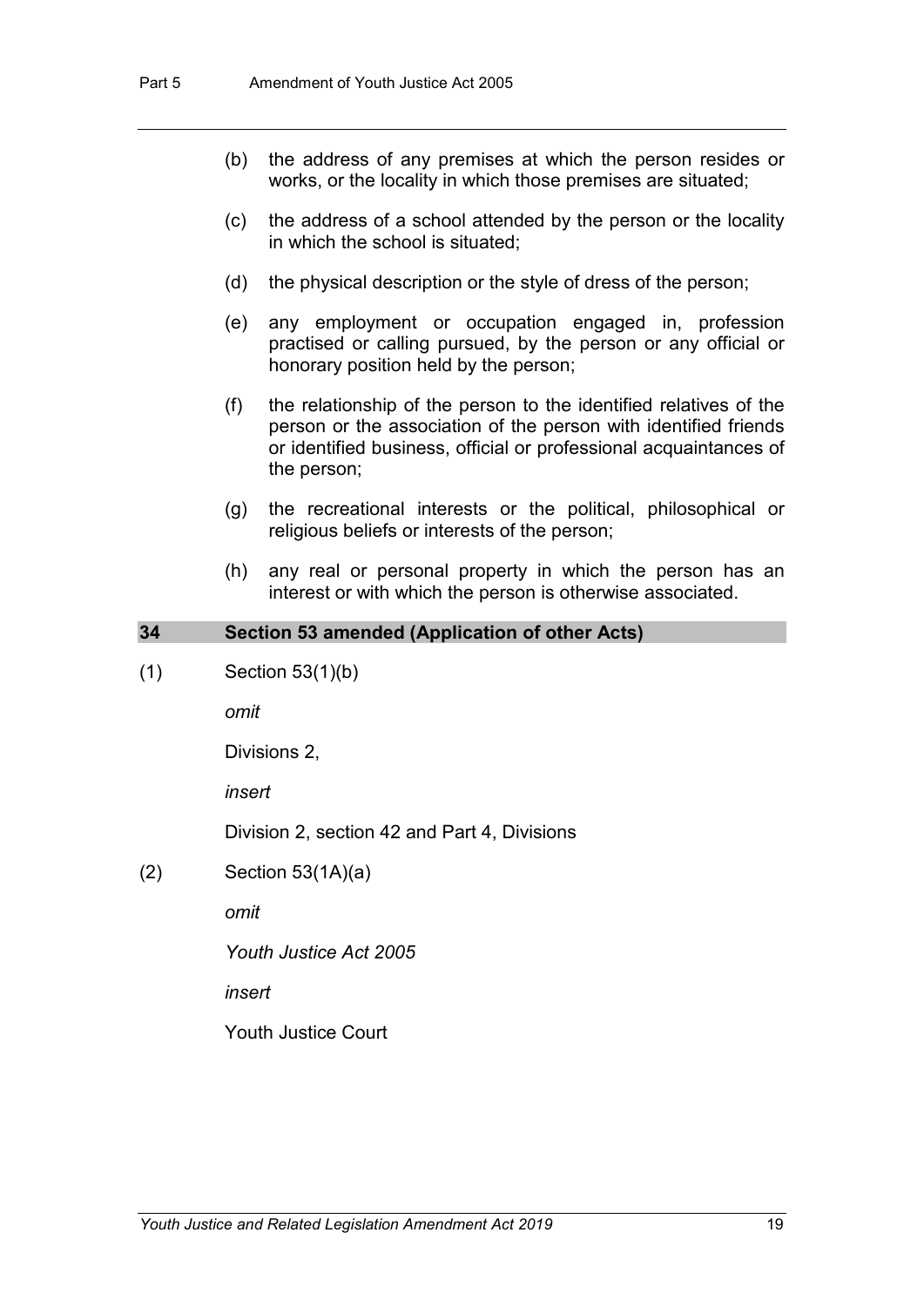(b) the address of any premises at which the person resides or works, or the locality in which those premises are situated;

(c) the address of a school attended by the person or the locality in which the school is situated;

(d) the physical description or the style of dress of the person;

(e) any employment or occupation engaged in, profession practised or calling pursued, by the person or any official or honorary position held by the person;

(f) the relationship of the person to the identified relatives of the person or the association of the person with identified friends or identified business, official or professional acquaintances of the person;

(g) the recreational interests or the political, philosophical or religious beliefs or interests of the person;

(h) any real or personal property in which the person has an interest or with which the person is otherwise associated.

## 34 Section 53 amended (Application of other Acts)

(1) Section 53(1)(b)

*omit*

Divisions 2,

*insert*

Division 2, section 42 and Part 4, Divisions

(2) Section 53(1A)(a)

*omit*

*Youth Justice Act 2005*

*insert*

Youth Justice Court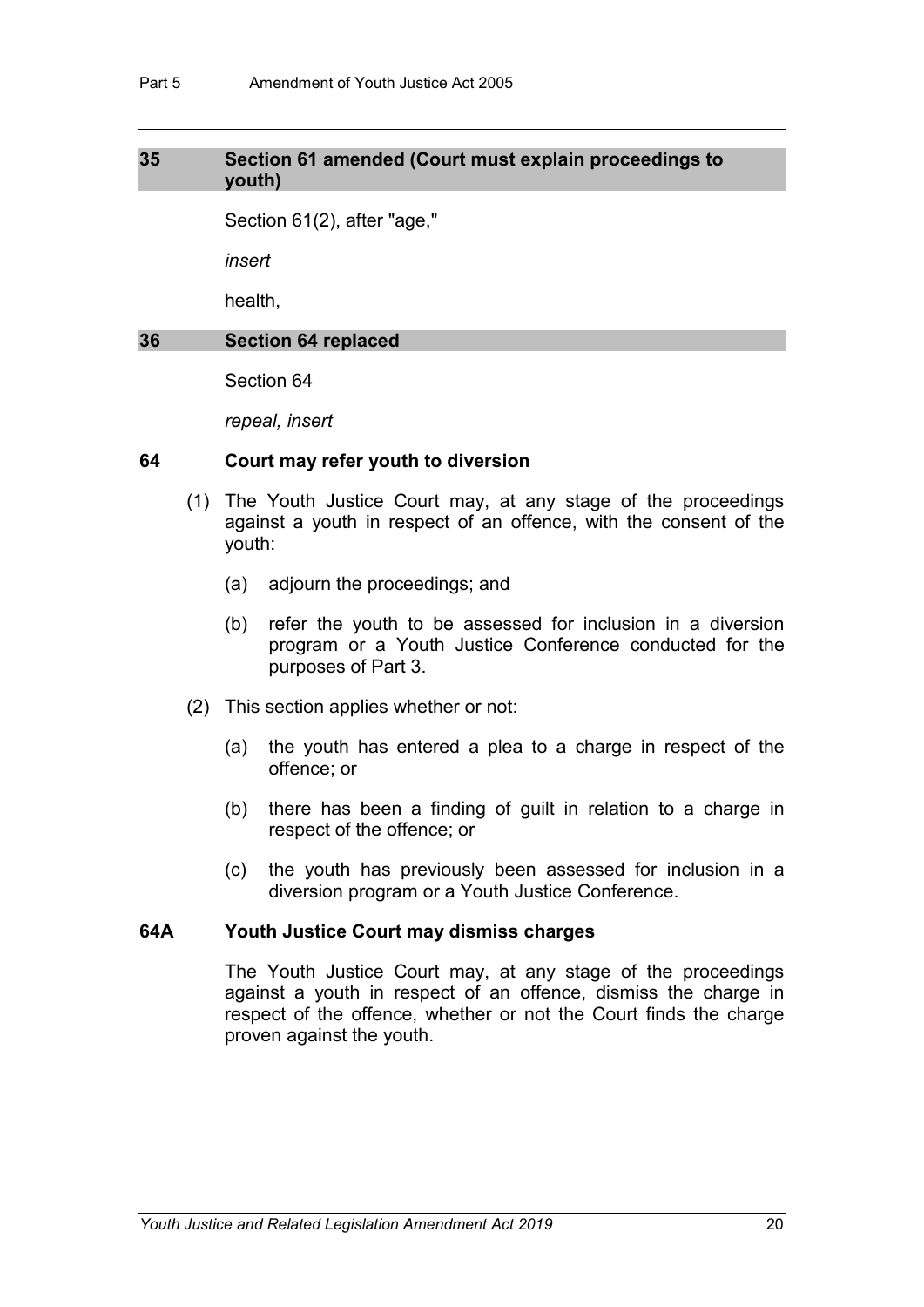## 35 Section 61 amended (Court must explain proceedings to youth)

Section 61(2), after "age,"

*insert*

health,

## 36 Section 64 replaced

Section 64

*repeal, insert*

### 64 Court may refer youth to diversion

(1) The Youth Justice Court may, at any stage of the proceedings against a youth in respect of an offence, with the consent of the youth:

(a) adjourn the proceedings; and

(b) refer the youth to be assessed for inclusion in a diversion program or a Youth Justice Conference conducted for the purposes of Part 3.

(2) This section applies whether or not:

(a) the youth has entered a plea to a charge in respect of the offence; or

(b) there has been a finding of guilt in relation to a charge in respect of the offence; or

(c) the youth has previously been assessed for inclusion in a diversion program or a Youth Justice Conference.

### 64A Youth Justice Court may dismiss charges

The Youth Justice Court may, at any stage of the proceedings against a youth in respect of an offence, dismiss the charge in respect of the offence, whether or not the Court finds the charge proven against the youth.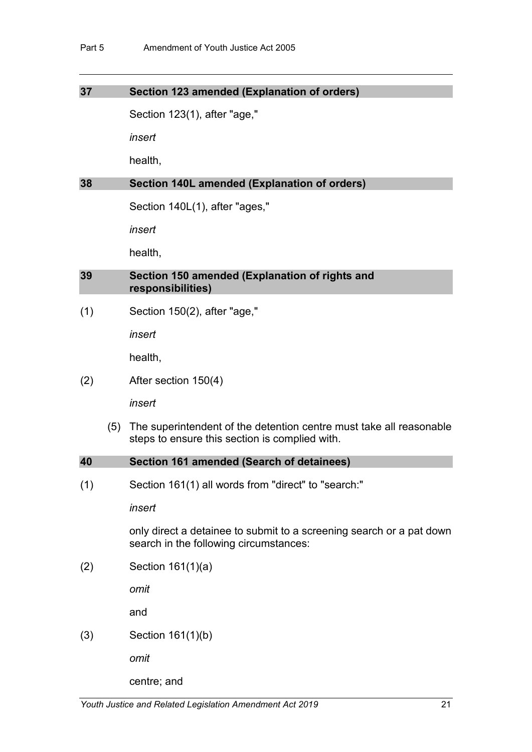### 37 Section 123 amended (Explanation of orders)

Section 123(1), after "age,"

*insert*

health,

### 38 Section 140L amended (Explanation of orders)

Section 140L(1), after "ages,"

*insert*

health,

### 39 Section 150 amended (Explanation of rights and responsibilities)

(1) Section 150(2), after "age,"

*insert*

health,

(2) After section 150(4)

*insert*

(5) The superintendent of the detention centre must take all reasonable steps to ensure this section is complied with.

### 40 Section 161 amended (Search of detainees)

(1) Section 161(1) all words from "direct" to "search:"

*insert*

only direct a detainee to submit to a screening search or a pat down search in the following circumstances:

(2) Section 161(1)(a)

*omit*

and

(3) Section 161(1)(b)

*omit*

centre; and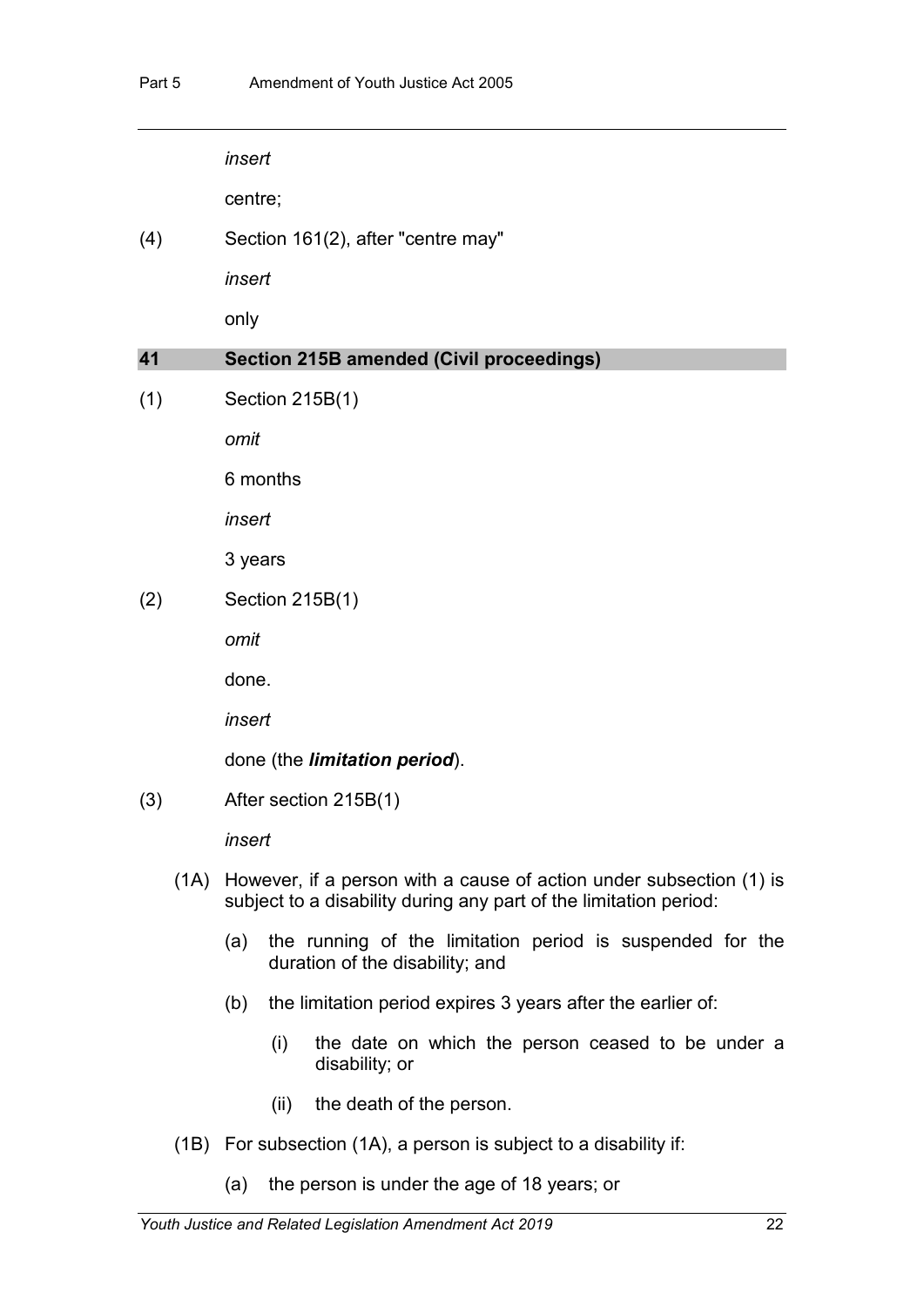*insert*

centre;

(4) Section 161(2), after "centre may"

*insert*

only

## 41 Section 215B amended (Civil proceedings)

(1) Section 215B(1)

*omit*

6 months

*insert*

3 years

(2) Section 215B(1)

*omit*

done.

*insert*

done (the ***limitation period***).

(3) After section 215B(1)

*insert*

(1A) However, if a person with a cause of action under subsection (1) is subject to a disability during any part of the limitation period:

(a) the running of the limitation period is suspended for the duration of the disability; and

(b) the limitation period expires 3 years after the earlier of:

(i) the date on which the person ceased to be under a disability; or

(ii) the death of the person.

(1B) For subsection (1A), a person is subject to a disability if:

(a) the person is under the age of 18 years; or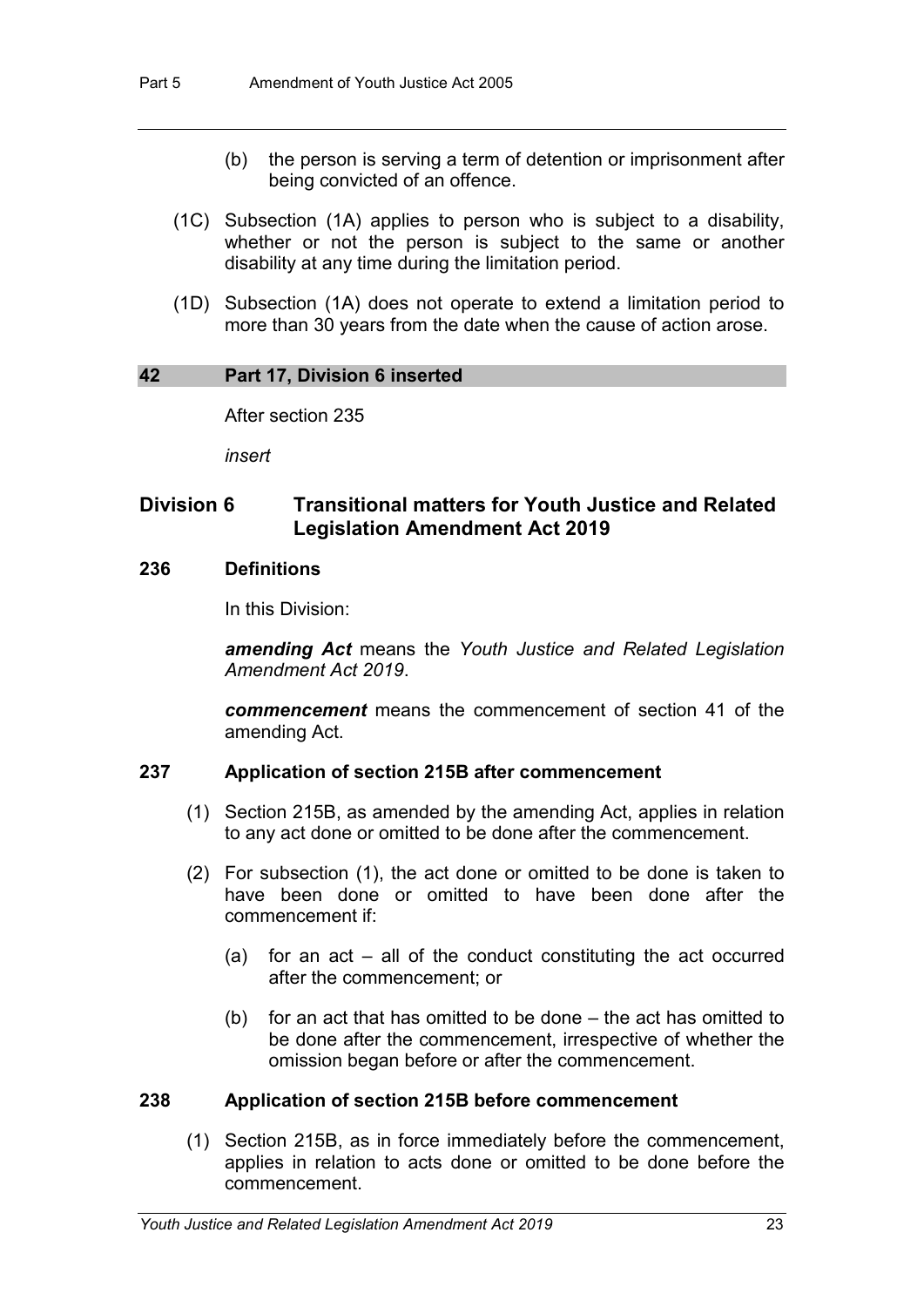(b) the person is serving a term of detention or imprisonment after being convicted of an offence.

(1C) Subsection (1A) applies to person who is subject to a disability, whether or not the person is subject to the same or another disability at any time during the limitation period.

(1D) Subsection (1A) does not operate to extend a limitation period to more than 30 years from the date when the cause of action arose.

## 42 Part 17, Division 6 inserted

After section 235

*insert*

## Division 6 Transitional matters for Youth Justice and Related Legislation Amendment Act 2019

### 236 Definitions

In this Division:

***amending Act*** means the *Youth Justice and Related Legislation Amendment Act 2019*.

***commencement*** means the commencement of section 41 of the amending Act.

### 237 Application of section 215B after commencement

(1) Section 215B, as amended by the amending Act, applies in relation to any act done or omitted to be done after the commencement.

(2) For subsection (1), the act done or omitted to be done is taken to have been done or omitted to have been done after the commencement if:

(a) for an act – all of the conduct constituting the act occurred after the commencement; or

(b) for an act that has omitted to be done – the act has omitted to be done after the commencement, irrespective of whether the omission began before or after the commencement.

### 238 Application of section 215B before commencement

(1) Section 215B, as in force immediately before the commencement, applies in relation to acts done or omitted to be done before the commencement.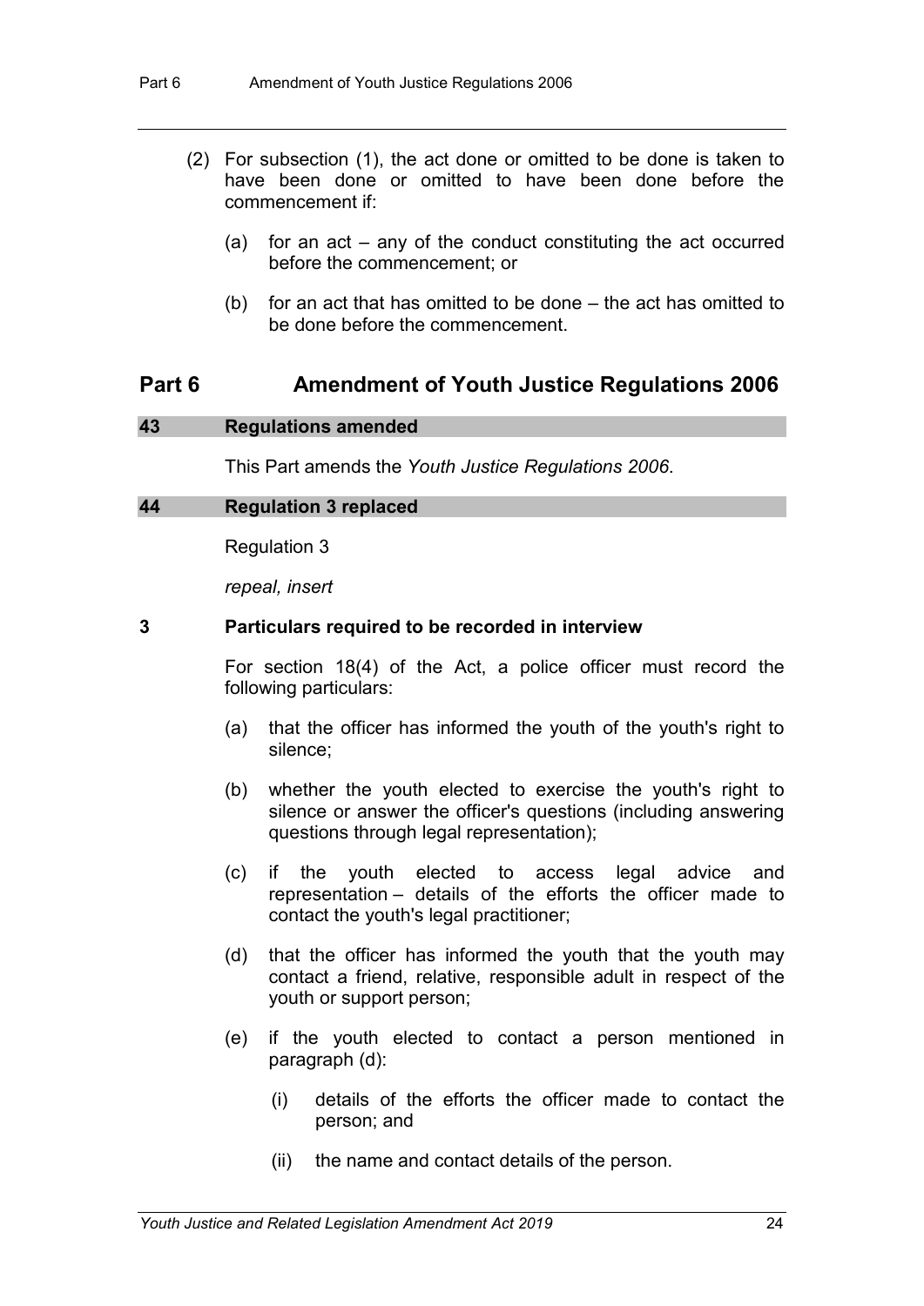(2) For subsection (1), the act done or omitted to be done is taken to have been done or omitted to have been done before the commencement if:

(a) for an act – any of the conduct constituting the act occurred before the commencement; or

(b) for an act that has omitted to be done – the act has omitted to be done before the commencement.

## Part 6 Amendment of Youth Justice Regulations 2006

### 43 Regulations amended

This Part amends the *Youth Justice Regulations 2006*.

### 44 Regulation 3 replaced

Regulation 3

*repeal, insert*

**3 Particulars required to be recorded in interview**

For section 18(4) of the Act, a police officer must record the following particulars:

(a) that the officer has informed the youth of the youth's right to silence;

(b) whether the youth elected to exercise the youth's right to silence or answer the officer's questions (including answering questions through legal representation);

(c) if the youth elected to access legal advice and representation – details of the efforts the officer made to contact the youth's legal practitioner;

(d) that the officer has informed the youth that the youth may contact a friend, relative, responsible adult in respect of the youth or support person;

(e) if the youth elected to contact a person mentioned in paragraph (d):

(i) details of the efforts the officer made to contact the person; and

(ii) the name and contact details of the person.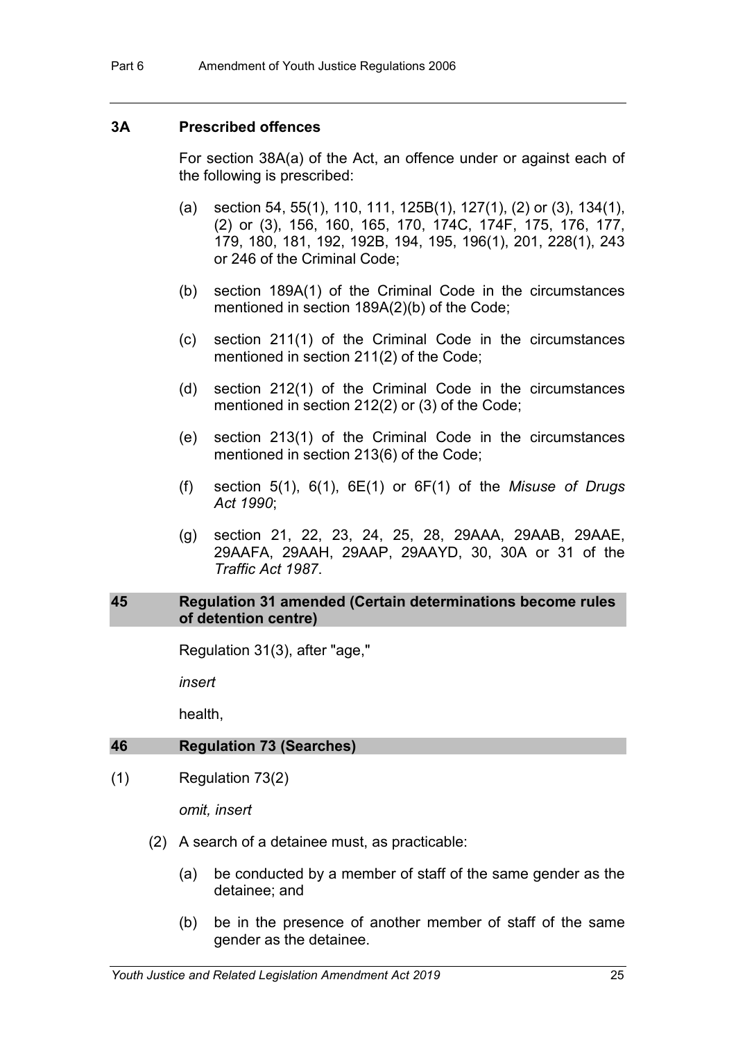### 3A Prescribed offences

For section 38A(a) of the Act, an offence under or against each of the following is prescribed:

(a) section 54, 55(1), 110, 111, 125B(1), 127(1), (2) or (3), 134(1), (2) or (3), 156, 160, 165, 170, 174C, 174F, 175, 176, 177, 179, 180, 181, 192, 192B, 194, 195, 196(1), 201, 228(1), 243 or 246 of the Criminal Code;

(b) section 189A(1) of the Criminal Code in the circumstances mentioned in section 189A(2)(b) of the Code;

(c) section 211(1) of the Criminal Code in the circumstances mentioned in section 211(2) of the Code;

(d) section 212(1) of the Criminal Code in the circumstances mentioned in section 212(2) or (3) of the Code;

(e) section 213(1) of the Criminal Code in the circumstances mentioned in section 213(6) of the Code;

(f) section 5(1), 6(1), 6E(1) or 6F(1) of the *Misuse of Drugs Act 1990*;

(g) section 21, 22, 23, 24, 25, 28, 29AAA, 29AAB, 29AAE, 29AAFA, 29AAH, 29AAP, 29AAYD, 30, 30A or 31 of the *Traffic Act 1987*.

## 45 Regulation 31 amended (Certain determinations become rules of detention centre)

Regulation 31(3), after "age,"

*insert*

health,

## 46 Regulation 73 (Searches)

(1) Regulation 73(2)

*omit, insert*

(2) A search of a detainee must, as practicable:

(a) be conducted by a member of staff of the same gender as the detainee; and

(b) be in the presence of another member of staff of the same gender as the detainee.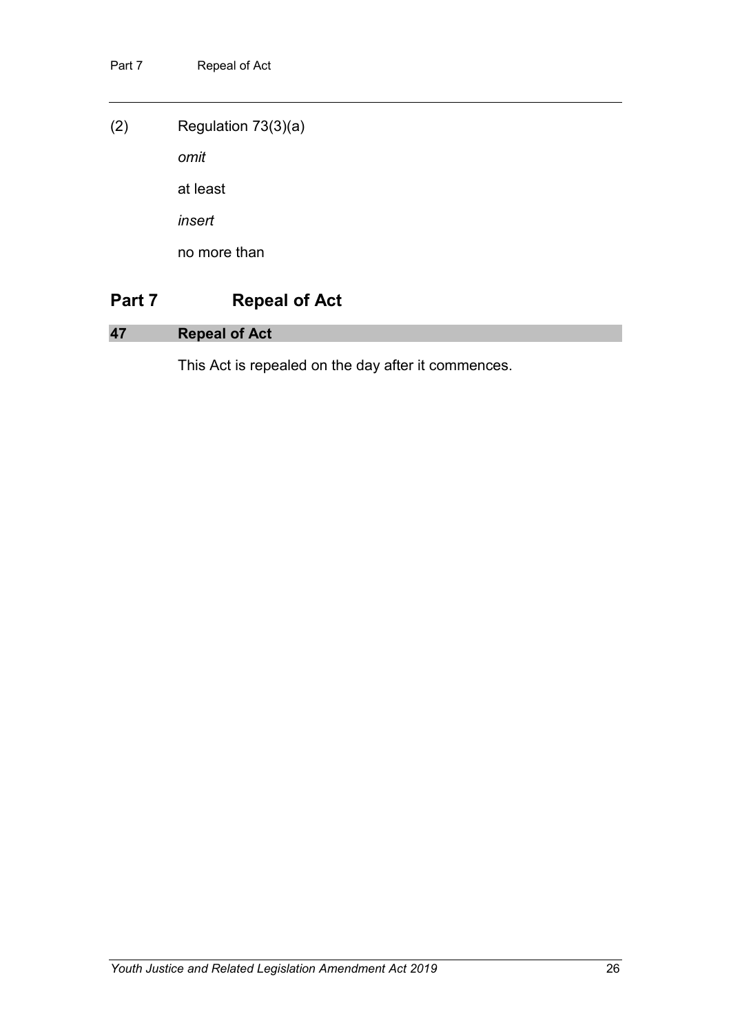(2) Regulation 73(3)(a)

*omit*

at least

*insert*

no more than

## Part 7 Repeal of Act

### 47 Repeal of Act

This Act is repealed on the day after it commences.